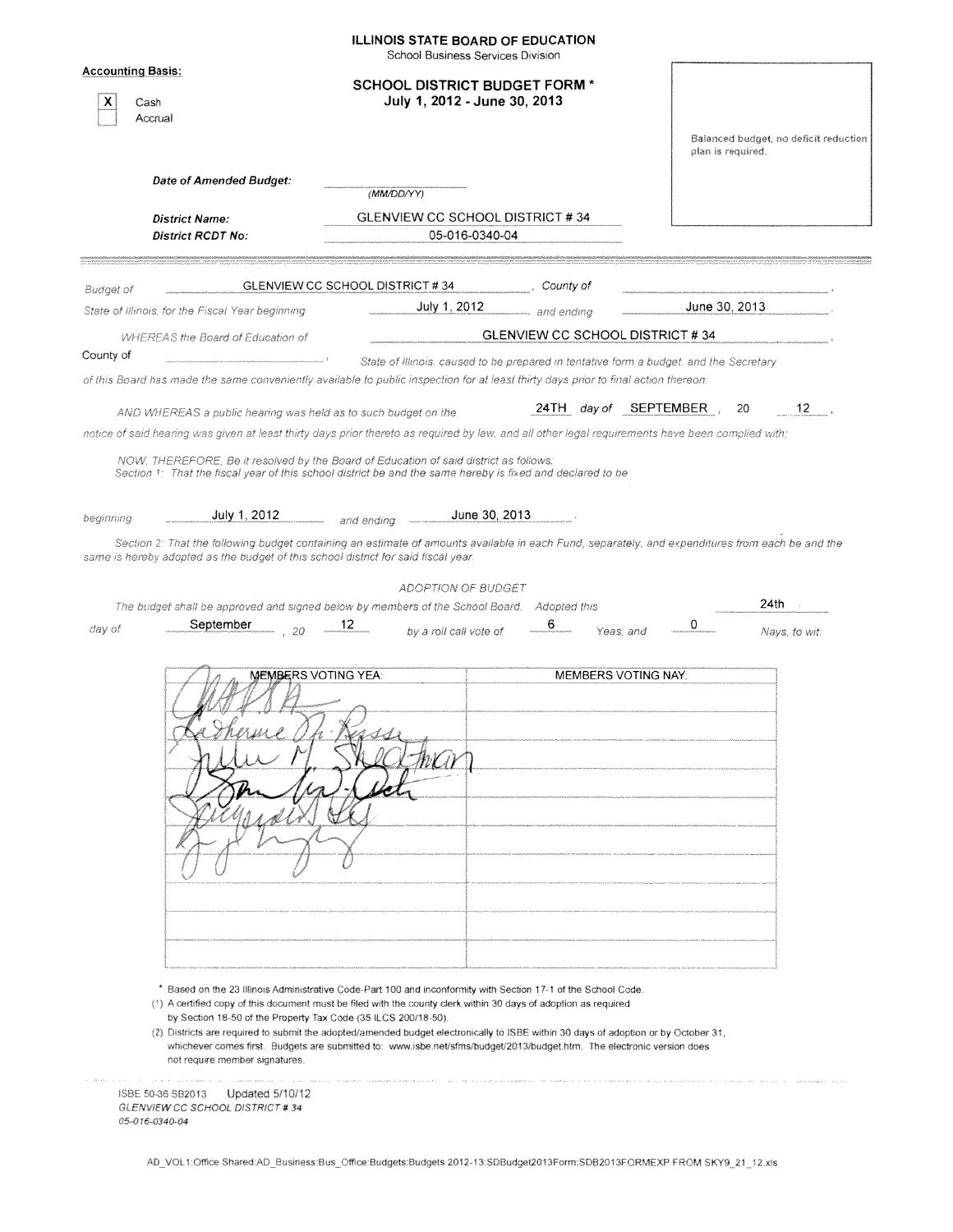# ILLINOIS STATE BOARD OF EDUCATION
School Business Services Division

## SCHOOL DISTRICT BUDGET FORM *
**July 1, 2012 - June 30, 2013**

**Accounting Basis:**

- [X] Cash
- [ ] Accrual

Balanced budget, no deficit reduction plan is required.

***Date of Amended Budget:*** ______________ (MM/DD/YY)

***District Name:*** GLENVIEW CC SCHOOL DISTRICT # 34

***District RCDT No:*** 05-016-0340-04

---

*Budget of* GLENVIEW CC SCHOOL DISTRICT # 34 *, County of* ______________ ,

*State of Illinois, for the Fiscal Year beginning* July 1, 2012 *and ending* June 30, 2013 .

*WHEREAS the Board of Education of* GLENVIEW CC SCHOOL DISTRICT # 34 ,

County of ______________ , *State of Illinois, caused to be prepared in tentative form a budget, and the Secretary of this Board has made the same conveniently available to public inspection for at least thirty days prior to final action thereon:*

*AND WHEREAS a public hearing was held as to such budget on the* 24TH *day of* SEPTEMBER , 20 12 ,

*notice of said hearing was given at least thirty days prior thereto as required by law, and all other legal requirements have been complied with:*

*NOW, THEREFORE, Be it resolved by the Board of Education of said district as follows:*
*Section 1: That the fiscal year of this school district be and the same hereby is fixed and declared to be*

*beginning* July 1, 2012 *and ending* June 30, 2013 .

*Section 2: That the following budget containing an estimate of amounts available in each Fund, separately, and expenditures from each be and the same is hereby adopted as the budget of this school district for said fiscal year.*

*ADOPTION OF BUDGET*

*The budget shall be approved and signed below by members of the School Board. Adopted this* 24th *day of* September , 20 12 *by a roll call vote of* 6 *Yeas, and* 0 *Nays, to wit:*

| MEMBERS VOTING YEA: | MEMBERS VOTING NAY: |
|---|---|
| [signature] | |
| Catherine M. Rossi [signature] | |
| Julie M. Sheetman [signature] | |
| [signature] | |
| [signature] | |
| [signature] | |
| | |
| | |
| | |
| | |

\* Based on the 23 Illinois Administrative Code-Part 100 and inconformity with Section 17-1 of the School Code.

(1) A certified copy of this document must be filed with the county clerk within 30 days of adoption as required by Section 18-50 of the Property Tax Code (35 ILCS 200/18-50).

(2) Districts are required to submit the adopted/amended budget electronically to ISBE within 30 days of adoption or by October 31, whichever comes first. Budgets are submitted to: www.isbe.net/sfms/budget/2013/budget.htm. The electronic version does not require member signatures.

ISBE 50-36 SB2013 Updated 5/10/12
*GLENVIEW CC SCHOOL DISTRICT # 34*
*05-016-0340-04*

AD_VOL1:Office Shared:AD_Business:Bus_Office:Budgets:Budgets 2012-13:SDBudget2013Form:SDB2013FORMEXP FROM SKY9_21_12.xls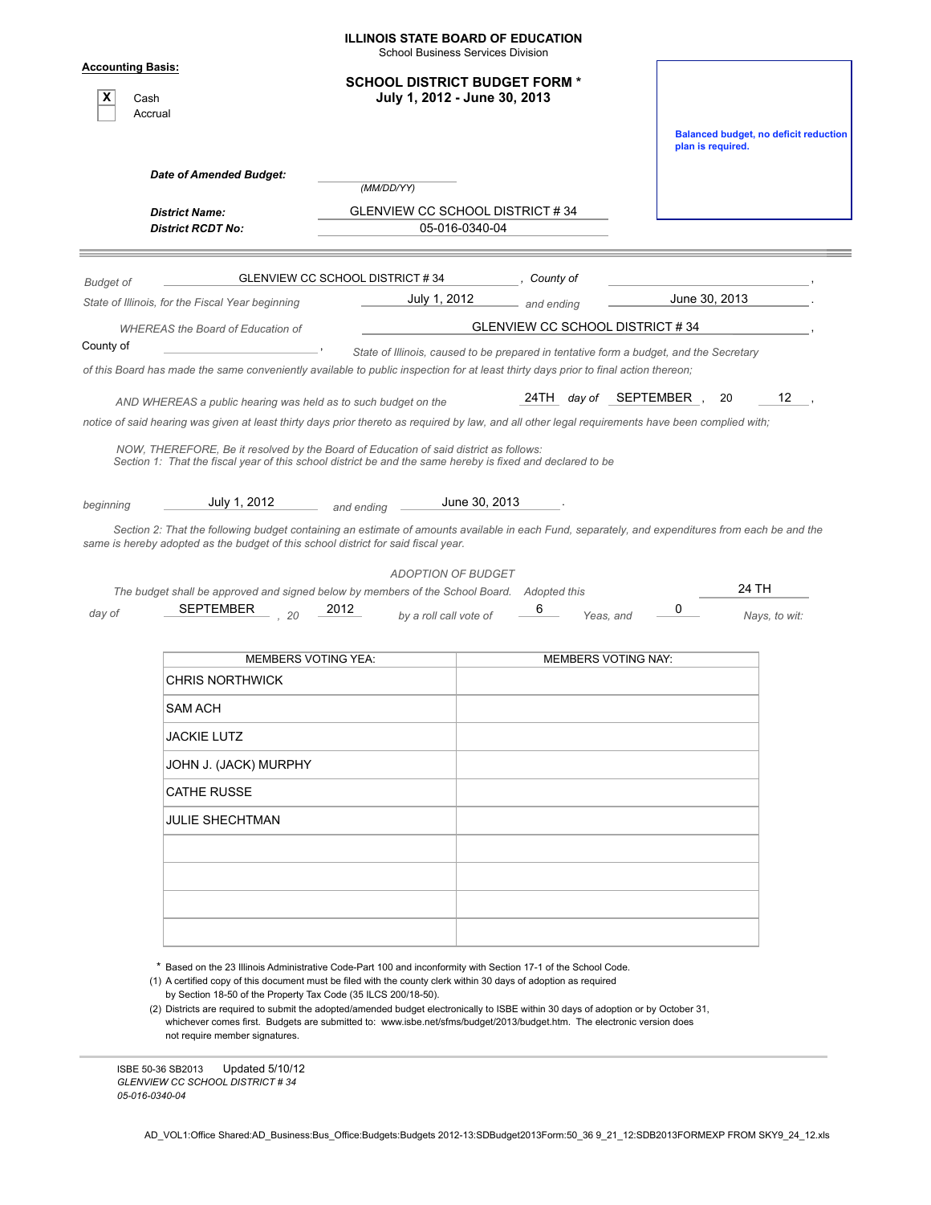# ILLINOIS STATE BOARD OF EDUCATION

School Business Services Division

**Accounting Basis:**

- [X] Cash
- [ ] Accrual

## SCHOOL DISTRICT BUDGET FORM *

**July 1, 2012 - June 30, 2013**

**Balanced budget, no deficit reduction plan is required.**

***Date of Amended Budget:*** ______________ (MM/DD/YY)

***District Name:*** GLENVIEW CC SCHOOL DISTRICT # 34

***District RCDT No:*** 05-016-0340-04

---

*Budget of* GLENVIEW CC SCHOOL DISTRICT # 34 *, County of* ______________ ,

*State of Illinois, for the Fiscal Year beginning* July 1, 2012 *and ending* June 30, 2013 .

*WHEREAS the Board of Education of* GLENVIEW CC SCHOOL DISTRICT # 34 ,

County of ______________ , *State of Illinois, caused to be prepared in tentative form a budget, and the Secretary of this Board has made the same conveniently available to public inspection for at least thirty days prior to final action thereon;*

*AND WHEREAS a public hearing was held as to such budget on the* 24TH *day of* SEPTEMBER , 20 12 ,

*notice of said hearing was given at least thirty days prior thereto as required by law, and all other legal requirements have been complied with;*

*NOW, THEREFORE, Be it resolved by the Board of Education of said district as follows:*

*Section 1: That the fiscal year of this school district be and the same hereby is fixed and declared to be*

*beginning* July 1, 2012 *and ending* June 30, 2013 .

*Section 2: That the following budget containing an estimate of amounts available in each Fund, separately, and expenditures from each be and the same is hereby adopted as the budget of this school district for said fiscal year.*

*ADOPTION OF BUDGET*

*The budget shall be approved and signed below by members of the School Board. Adopted this* 24 TH *day of* SEPTEMBER *, 20* 2012 *by a roll call vote of* 6 *Yeas, and* 0 *Nays, to wit:*

| MEMBERS VOTING YEA: | MEMBERS VOTING NAY: |
|---|---|
| CHRIS NORTHWICK | |
| SAM ACH | |
| JACKIE LUTZ | |
| JOHN J. (JACK) MURPHY | |
| CATHE RUSSE | |
| JULIE SHECHTMAN | |
| | |
| | |
| | |
| | |

\* Based on the 23 Illinois Administrative Code-Part 100 and inconformity with Section 17-1 of the School Code.

(1) A certified copy of this document must be filed with the county clerk within 30 days of adoption as required by Section 18-50 of the Property Tax Code (35 ILCS 200/18-50).

(2) Districts are required to submit the adopted/amended budget electronically to ISBE within 30 days of adoption or by October 31, whichever comes first. Budgets are submitted to: www.isbe.net/sfms/budget/2013/budget.htm. The electronic version does not require member signatures.

ISBE 50-36 SB2013 Updated 5/10/12
*GLENVIEW CC SCHOOL DISTRICT # 34*
*05-016-0340-04*

AD_VOL1:Office Shared:AD_Business:Bus_Office:Budgets:Budgets 2012-13:SDBudget2013Form:50_36 9_21_12:SDB2013FORMEXP FROM SKY9_24_12.xls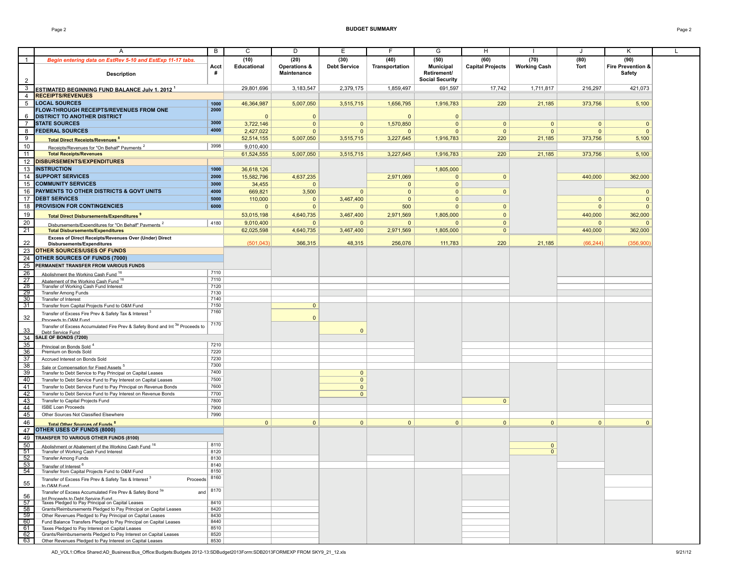# BUDGET SUMMARY

| | A | B | C | D | E | F | G | H | I | J | K | L |
|---|---|---|---|---|---|---|---|---|---|---|---|---|
| 1 | *Begin entering data on EstRev 5-10 and EstExp 11-17 tabs.* | Acct # | (10) Educational | (20) Operations & Maintenance | (30) Debt Service | (40) Transportation | (50) Municipal Retirement/ Social Security | (60) Capital Projects | (70) Working Cash | (80) Tort | (90) Fire Prevention & Safety | |
| 2 | Description | | | | | | | | | | | |
| 3 | ESTIMATED BEGINNING FUND BALANCE July 1, 2012 [1] | | 29,801,696 | 3,183,547 | 2,379,175 | 1,859,497 | 691,597 | 17,742 | 1,711,817 | 216,297 | 421,073 | |
| 4 | RECEIPTS/REVENUES | | | | | | | | | | | |
| 5 | LOCAL SOURCES | 1000 | 46,364,987 | 5,007,050 | 3,515,715 | 1,656,795 | 1,916,783 | 220 | 21,185 | 373,756 | 5,100 | |
| 6 | FLOW-THROUGH RECEIPTS/REVENUES FROM ONE DISTRICT TO ANOTHER DISTRICT | 2000 | 0 | 0 | | 0 | 0 | | | | | |
| 7 | STATE SOURCES | 3000 | 3,722,146 | 0 | 0 | 1,570,850 | 0 | 0 | 0 | 0 | 0 | |
| 8 | FEDERAL SOURCES | 4000 | 2,427,022 | 0 | 0 | 0 | 0 | 0 | 0 | 0 | 0 | |
| 9 | Total Direct Receipts/Revenues [8] | | 52,514,155 | 5,007,050 | 3,515,715 | 3,227,645 | 1,916,783 | 220 | 21,185 | 373,756 | 5,100 | |
| 10 | Receipts/Revenues for "On Behalf" Payments [2] | 3998 | 9,010,400 | | | | | | | | | |
| 11 | Total Receipts/Revenues | | 61,524,555 | 5,007,050 | 3,515,715 | 3,227,645 | 1,916,783 | 220 | 21,185 | 373,756 | 5,100 | |
| 12 | DISBURSEMENTS/EXPENDITURES | | | | | | | | | | | |
| 13 | INSTRUCTION | 1000 | 36,618,126 | | | | 1,805,000 | | | | | |
| 14 | SUPPORT SERVICES | 2000 | 15,582,796 | 4,637,235 | | 2,971,069 | 0 | 0 | | 440,000 | 362,000 | |
| 15 | COMMUNITY SERVICES | 3000 | 34,455 | 0 | | 0 | 0 | | | | | |
| 16 | PAYMENTS TO OTHER DISTRICTS & GOVT UNITS | 4000 | 669,821 | 3,500 | 0 | 0 | 0 | 0 | | | 0 | |
| 17 | DEBT SERVICES | 5000 | 110,000 | 0 | 3,467,400 | 0 | 0 | | | 0 | 0 | |
| 18 | PROVISION FOR CONTINGENCIES | 6000 | 0 | 0 | 0 | 500 | 0 | 0 | | 0 | 0 | |
| 19 | Total Direct Disbursements/Expenditures [9] | | 53,015,198 | 4,640,735 | 3,467,400 | 2,971,569 | 1,805,000 | 0 | | 440,000 | 362,000 | |
| 20 | Disbursements/Expenditures for "On Behalf" Payments [2] | 4180 | 9,010,400 | 0 | 0 | 0 | 0 | 0 | | 0 | 0 | |
| 21 | Total Disbursements/Expenditures | | 62,025,598 | 4,640,735 | 3,467,400 | 2,971,569 | 1,805,000 | 0 | | 440,000 | 362,000 | |
| 22 | Excess of Direct Receipts/Revenues Over (Under) Direct Disbursements/Expenditures | | (501,043) | 366,315 | 48,315 | 256,076 | 111,783 | 220 | 21,185 | (66,244) | (356,900) | |
| 23 | OTHER SOURCES/USES OF FUNDS | | | | | | | | | | | |
| 24 | OTHER SOURCES OF FUNDS (7000) | | | | | | | | | | | |
| 25 | PERMANENT TRANSFER FROM VARIOUS FUNDS | | | | | | | | | | | |
| 26 | Abolishment the Working Cash Fund [16] | 7110 | | | | | | | | | | |
| 27 | Abatement of the Working Cash Fund [16] | 7110 | | | | | | | | | | |
| 28 | Transfer of Working Cash Fund Interest | 7120 | | | | | | | | | | |
| 29 | Transfer Among Funds | 7130 | | | | | | | | | | |
| 30 | Transfer of Interest | 7140 | | | | | | | | | | |
| 31 | Transfer from Capital Projects Fund to O&M Fund | 7150 | | 0 | | | | | | | | |
| 32 | Transfer of Excess Fire Prev & Safety Tax & Interest [3] Proceeds to O&M Fund | 7160 | | 0 | | | | | | | | |
| 33 | Transfer of Excess Accumulated Fire Prev & Safety Bond and Int [3a] Proceeds to Debt Service Fund | 7170 | | | 0 | | | | | | | |
| 34 | SALE OF BONDS (7200) | | | | | | | | | | | |
| 35 | Principal on Bonds Sold [4] | 7210 | | | | | | | | | | |
| 36 | Premium on Bonds Sold | 7220 | | | | | | | | | | |
| 37 | Accrued Interest on Bonds Sold | 7230 | | | | | | | | | | |
| 38 | Sale or Compensation for Fixed Assets [5] | 7300 | | | | | | | | | | |
| 39 | Transfer to Debt Service to Pay Principal on Capital Leases | 7400 | | | 0 | | | | | | | |
| 40 | Transfer to Debt Service Fund to Pay Interest on Capital Leases | 7500 | | | 0 | | | | | | | |
| 41 | Transfer to Debt Service Fund to Pay Principal on Revenue Bonds | 7600 | | | 0 | | | | | | | |
| 42 | Transfer to Debt Service Fund to Pay Interest on Revenue Bonds | 7700 | | | 0 | | | | | | | |
| 43 | Transfer to Capital Projects Fund | 7800 | | | | | | 0 | | | | |
| 44 | ISBE Loan Proceeds | 7900 | | | | | | | | | | |
| 45 | Other Sources Not Classified Elsewhere | 7990 | | | | | | | | | | |
| 46 | Total Other Sources of Funds [8] | | 0 | 0 | 0 | 0 | 0 | 0 | 0 | 0 | 0 | |
| 47 | OTHER USES OF FUNDS (8000) | | | | | | | | | | | |
| 49 | TRANSFER TO VARIOUS OTHER FUNDS (8100) | | | | | | | | | | | |
| 50 | Abolishment or Abatement of the Working Cash Fund [16] | 8110 | | | | | | | 0 | | | |
| 51 | Transfer of Working Cash Fund Interest | 8120 | | | | | | | 0 | | | |
| 52 | Transfer Among Funds | 8130 | | | | | | | | | | |
| 53 | Transfer of Interest [6] | 8140 | | | | | | | | | | |
| 54 | Transfer from Capital Projects Fund to O&M Fund | 8150 | | | | | | | | | | |
| 55 | Transfer of Excess Fire Prev & Safety Tax & Interest [3] Proceeds to O&M Fund | 8160 | | | | | | | | | | |
| 56 | Transfer of Excess Accumulated Fire Prev & Safety Bond [3a] and Int Proceeds to Debt Service Fund | 8170 | | | | | | | | | | |
| 57 | Taxes Pledged to Pay Principal on Capital Leases | 8410 | | | | | | | | | | |
| 58 | Grants/Reimbursements Pledged to Pay Principal on Capital Leases | 8420 | | | | | | | | | | |
| 59 | Other Revenues Pledged to Pay Principal on Capital Leases | 8430 | | | | | | | | | | |
| 60 | Fund Balance Transfers Pledged to Pay Principal on Capital Leases | 8440 | | | | | | | | | | |
| 61 | Taxes Pledged to Pay Interest on Capital Leases | 8510 | | | | | | | | | | |
| 62 | Grants/Reimbursements Pledged to Pay Interest on Capital Leases | 8520 | | | | | | | | | | |
| 63 | Other Revenues Pledged to Pay Interest on Capital Leases | 8530 | | | | | | | | | | |

AD_VOL1:Office Shared:AD_Business:Bus_Office:Budgets:Budgets 2012-13:SDBudget2013Form:SDB2013FORMEXP FROM SKY9_21_12.xls 9/21/12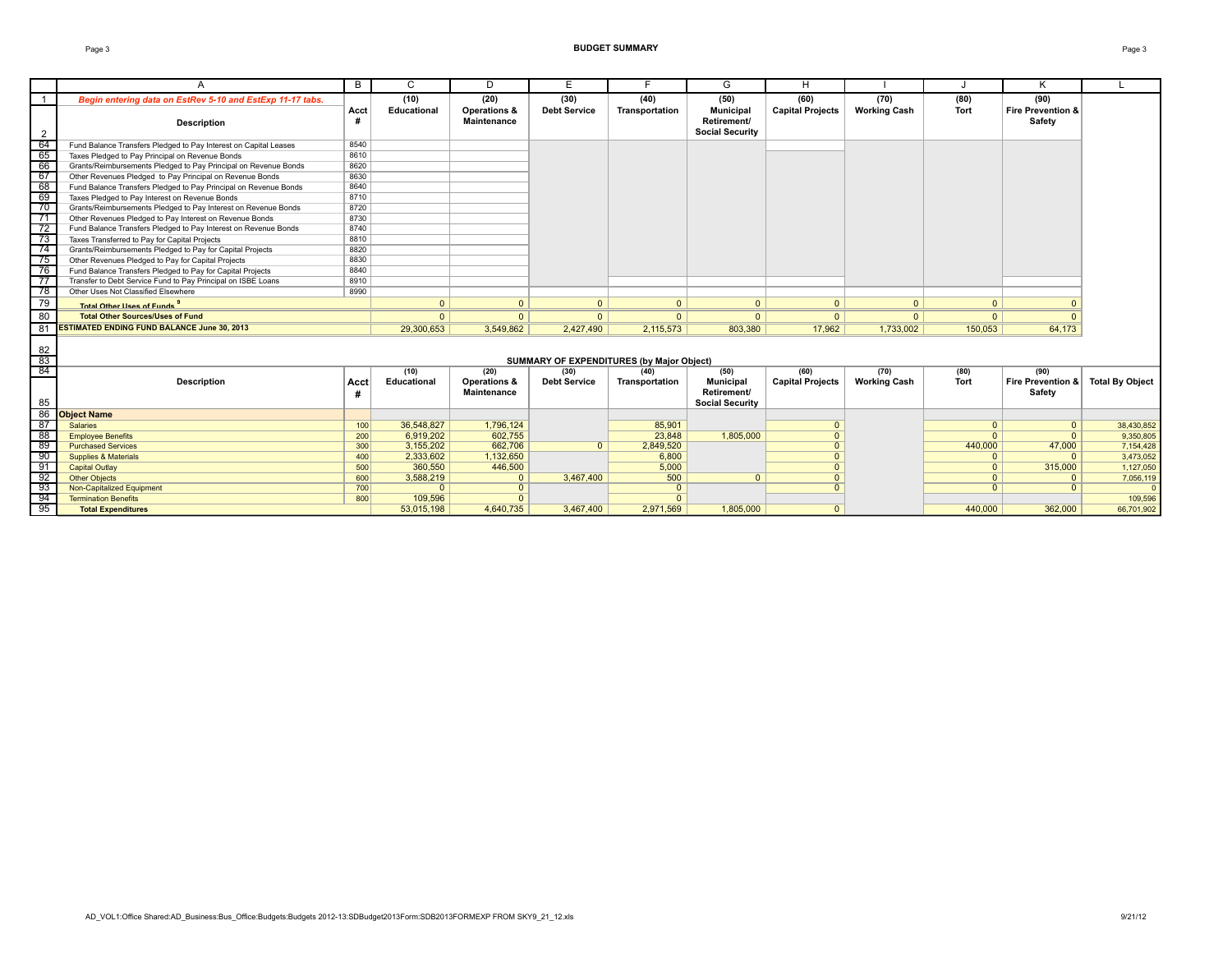## BUDGET SUMMARY

| | A | B | C | D | E | F | G | H | I | J | K | L |
|---|---|---|---|---|---|---|---|---|---|---|---|---|
| 1 | *Begin entering data on EstRev 5-10 and EstExp 11-17 tabs.* | Acct # | (10) Educational | (20) Operations & Maintenance | (30) Debt Service | (40) Transportation | (50) Municipal Retirement/ Social Security | (60) Capital Projects | (70) Working Cash | (80) Tort | (90) Fire Prevention & Safety | |
| 2 | **Description** | | | | | | | | | | | |
| 64 | Fund Balance Transfers Pledged to Pay Interest on Capital Leases | 8540 | | | | | | | | | | |
| 65 | Taxes Pledged to Pay Principal on Revenue Bonds | 8610 | | | | | | | | | | |
| 66 | Grants/Reimbursements Pledged to Pay Principal on Revenue Bonds | 8620 | | | | | | | | | | |
| 67 | Other Revenues Pledged to Pay Principal on Revenue Bonds | 8630 | | | | | | | | | | |
| 68 | Fund Balance Transfers Pledged to Pay Principal on Revenue Bonds | 8640 | | | | | | | | | | |
| 69 | Taxes Pledged to Pay Interest on Revenue Bonds | 8710 | | | | | | | | | | |
| 70 | Grants/Reimbursements Pledged to Pay Interest on Revenue Bonds | 8720 | | | | | | | | | | |
| 71 | Other Revenues Pledged to Pay Interest on Revenue Bonds | 8730 | | | | | | | | | | |
| 72 | Fund Balance Transfers Pledged to Pay Interest on Revenue Bonds | 8740 | | | | | | | | | | |
| 73 | Taxes Transferred to Pay for Capital Projects | 8810 | | | | | | | | | | |
| 74 | Grants/Reimbursements Pledged to Pay for Capital Projects | 8820 | | | | | | | | | | |
| 75 | Other Revenues Pledged to Pay for Capital Projects | 8830 | | | | | | | | | | |
| 76 | Fund Balance Transfers Pledged to Pay for Capital Projects | 8840 | | | | | | | | | | |
| 77 | Transfer to Debt Service Fund to Pay Principal on ISBE Loans | 8910 | | | | | | | | | | |
| 78 | Other Uses Not Classified Elsewhere | 8990 | | | | | | | | | | |
| 79 | **Total Other Uses of Funds [9]** | | 0 | 0 | 0 | 0 | 0 | 0 | 0 | 0 | 0 | |
| 80 | **Total Other Sources/Uses of Fund** | | 0 | 0 | 0 | 0 | 0 | 0 | 0 | 0 | 0 | |
| 81 | **ESTIMATED ENDING FUND BALANCE June 30, 2013** | | 29,300,653 | 3,549,862 | 2,427,490 | 2,115,573 | 803,380 | 17,962 | 1,733,002 | 150,053 | 64,173 | |

### SUMMARY OF EXPENDITURES (by Major Object)

| | Description | Acct # | (10) Educational | (20) Operations & Maintenance | (30) Debt Service | (40) Transportation | (50) Municipal Retirement/ Social Security | (60) Capital Projects | (70) Working Cash | (80) Tort | (90) Fire Prevention & Safety | Total By Object |
|---|---|---|---|---|---|---|---|---|---|---|---|---|
| 86 | **Object Name** | | | | | | | | | | | |
| 87 | Salaries | 100 | 36,548,827 | 1,796,124 | | 85,901 | | 0 | | 0 | 0 | 38,430,852 |
| 88 | Employee Benefits | 200 | 6,919,202 | 602,755 | | 23,848 | 1,805,000 | 0 | | 0 | 0 | 9,350,805 |
| 89 | Purchased Services | 300 | 3,155,202 | 662,706 | 0 | 2,849,520 | | 0 | | 440,000 | 47,000 | 7,154,428 |
| 90 | Supplies & Materials | 400 | 2,333,602 | 1,132,650 | | 6,800 | | 0 | | 0 | 0 | 3,473,052 |
| 91 | Capital Outlay | 500 | 360,550 | 446,500 | | 5,000 | | 0 | | 0 | 315,000 | 1,127,050 |
| 92 | Other Objects | 600 | 3,588,219 | 0 | 3,467,400 | 500 | 0 | 0 | | 0 | 0 | 7,056,119 |
| 93 | Non-Capitalized Equipment | 700 | 0 | 0 | | 0 | | 0 | | 0 | 0 | 0 |
| 94 | Termination Benefits | 800 | 109,596 | 0 | | 0 | | | | | | 109,596 |
| 95 | **Total Expenditures** | | 53,015,198 | 4,640,735 | 3,467,400 | 2,971,569 | 1,805,000 | 0 | | 440,000 | 362,000 | 66,701,902 |

AD_VOL1:Office Shared:AD_Business:Bus_Office:Budgets:Budgets 2012-13:SDBudget2013Form:SDB2013FORMEXP FROM SKY9_21_12.xls

9/21/12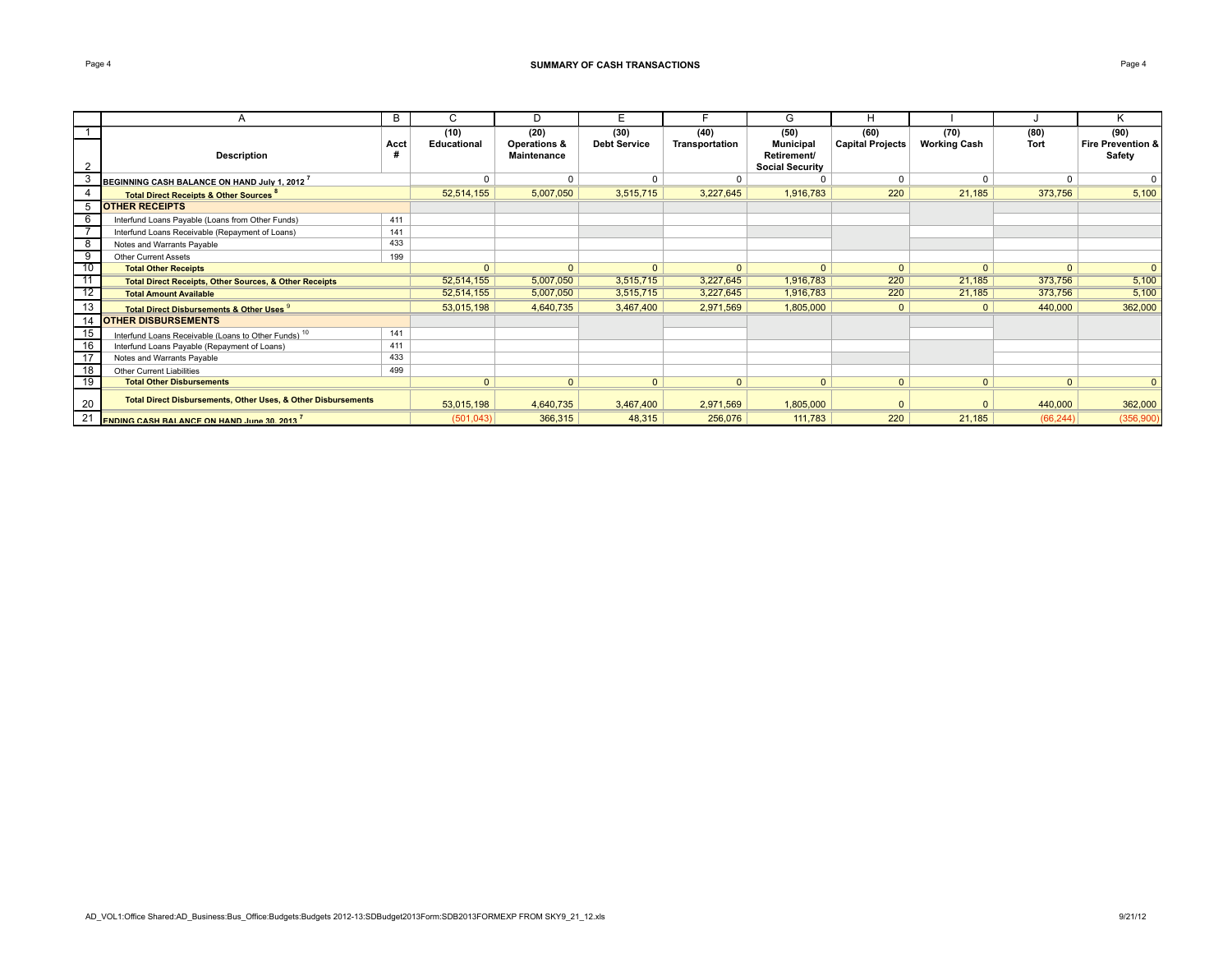## SUMMARY OF CASH TRANSACTIONS

| | A | B | C | D | E | F | G | H | I | J | K |
|---|---|---|---|---|---|---|---|---|---|---|---|
| 1 | | | (10) | (20) | (30) | (40) | (50) | (60) | (70) | (80) | (90) |
| 2 | **Description** | **Acct #** | **Educational** | **Operations & Maintenance** | **Debt Service** | **Transportation** | **Municipal Retirement/ Social Security** | **Capital Projects** | **Working Cash** | **Tort** | **Fire Prevention & Safety** |
| 3 | **BEGINNING CASH BALANCE ON HAND July 1, 2012** [7] | | 0 | 0 | 0 | 0 | 0 | 0 | 0 | 0 | 0 |
| 4 | **Total Direct Receipts & Other Sources** [8] | | 52,514,155 | 5,007,050 | 3,515,715 | 3,227,645 | 1,916,783 | 220 | 21,185 | 373,756 | 5,100 |
| 5 | **OTHER RECEIPTS** | | | | | | | | | | |
| 6 | Interfund Loans Payable (Loans from Other Funds) | 411 | | | | | | | | | |
| 7 | Interfund Loans Receivable (Repayment of Loans) | 141 | | | | | | | | | |
| 8 | Notes and Warrants Payable | 433 | | | | | | | | | |
| 9 | Other Current Assets | 199 | | | | | | | | | |
| 10 | **Total Other Receipts** | | 0 | 0 | 0 | 0 | 0 | 0 | 0 | 0 | 0 |
| 11 | **Total Direct Receipts, Other Sources, & Other Receipts** | | 52,514,155 | 5,007,050 | 3,515,715 | 3,227,645 | 1,916,783 | 220 | 21,185 | 373,756 | 5,100 |
| 12 | **Total Amount Available** | | 52,514,155 | 5,007,050 | 3,515,715 | 3,227,645 | 1,916,783 | 220 | 21,185 | 373,756 | 5,100 |
| 13 | **Total Direct Disbursements & Other Uses** [9] | | 53,015,198 | 4,640,735 | 3,467,400 | 2,971,569 | 1,805,000 | 0 | 0 | 440,000 | 362,000 |
| 14 | **OTHER DISBURSEMENTS** | | | | | | | | | | |
| 15 | Interfund Loans Receivable (Loans to Other Funds) [10] | 141 | | | | | | | | | |
| 16 | Interfund Loans Payable (Repayment of Loans) | 411 | | | | | | | | | |
| 17 | Notes and Warrants Payable | 433 | | | | | | | | | |
| 18 | Other Current Liabilities | 499 | | | | | | | | | |
| 19 | **Total Other Disbursements** | | 0 | 0 | 0 | 0 | 0 | 0 | 0 | 0 | 0 |
| 20 | **Total Direct Disbursements, Other Uses, & Other Disbursements** | | 53,015,198 | 4,640,735 | 3,467,400 | 2,971,569 | 1,805,000 | 0 | 0 | 440,000 | 362,000 |
| 21 | **ENDING CASH BALANCE ON HAND June 30, 2013** [7] | | (501,043) | 366,315 | 48,315 | 256,076 | 111,783 | 220 | 21,185 | (66,244) | (356,900) |

AD_VOL1:Office Shared:AD_Business:Bus_Office:Budgets:Budgets 2012-13:SDBudget2013Form:SDB2013FORMEXP FROM SKY9_21_12.xls 9/21/12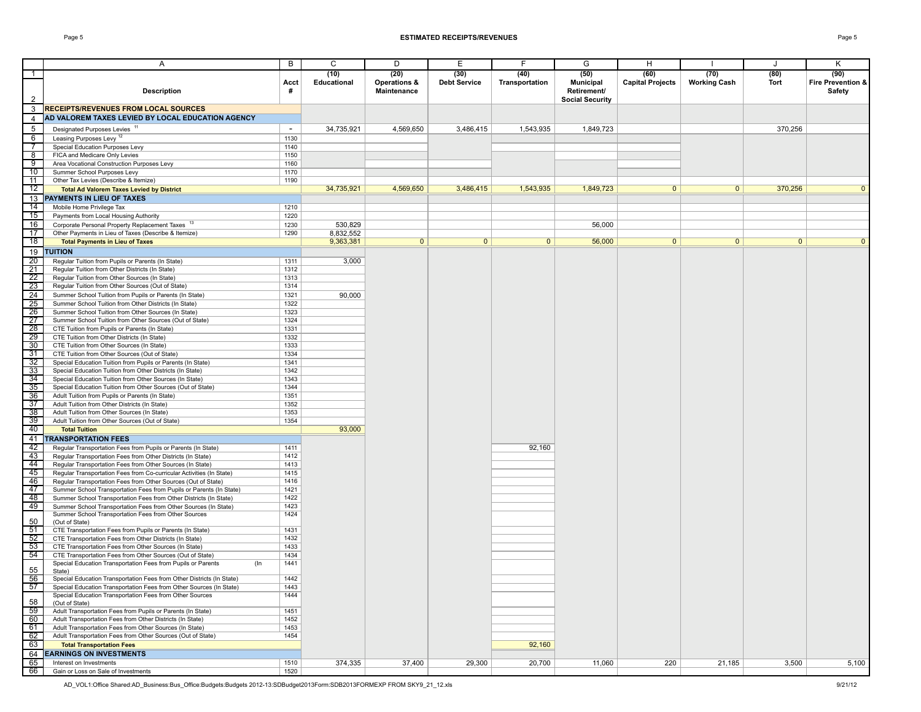## ESTIMATED RECEIPTS/REVENUES

| | A | B | C | D | E | F | G | H | I | J | K |
|---|---|---|---|---|---|---|---|---|---|---|---|
| 1-2 | Description | Acct # | (10) Educational | (20) Operations & Maintenance | (30) Debt Service | (40) Transportation | (50) Municipal Retirement/ Social Security | (60) Capital Projects | (70) Working Cash | (80) Tort | (90) Fire Prevention & Safety |
| 3 | **RECEIPTS/REVENUES FROM LOCAL SOURCES** | | | | | | | | | | |
| 4 | **AD VALOREM TAXES LEVIED BY LOCAL EDUCATION AGENCY** | | | | | | | | | | |
| 5 | Designated Purposes Levies [11] | - | 34,735,921 | 4,569,650 | 3,486,415 | 1,543,935 | 1,849,723 | | | 370,256 | |
| 6 | Leasing Purposes Levy [12] | 1130 | | | | | | | | | |
| 7 | Special Education Purposes Levy | 1140 | | | | | | | | | |
| 8 | FICA and Medicare Only Levies | 1150 | | | | | | | | | |
| 9 | Area Vocational Construction Purposes Levy | 1160 | | | | | | | | | |
| 10 | Summer School Purposes Levy | 1170 | | | | | | | | | |
| 11 | Other Tax Levies (Describe & Itemize) | 1190 | | | | | | | | | |
| 12 | **Total Ad Valorem Taxes Levied by District** | | 34,735,921 | 4,569,650 | 3,486,415 | 1,543,935 | 1,849,723 | 0 | 0 | 370,256 | 0 |
| 13 | **PAYMENTS IN LIEU OF TAXES** | | | | | | | | | | |
| 14 | Mobile Home Privilege Tax | 1210 | | | | | | | | | |
| 15 | Payments from Local Housing Authority | 1220 | | | | | | | | | |
| 16 | Corporate Personal Property Replacement Taxes [13] | 1230 | 530,829 | | | | 56,000 | | | | |
| 17 | Other Payments in Lieu of Taxes (Describe & Itemize) | 1290 | 8,832,552 | | | | | | | | |
| 18 | **Total Payments in Lieu of Taxes** | | 9,363,381 | 0 | 0 | 0 | 56,000 | 0 | 0 | 0 | 0 |
| 19 | **TUITION** | | | | | | | | | | |
| 20 | Regular Tuition from Pupils or Parents (In State) | 1311 | 3,000 | | | | | | | | |
| 21 | Regular Tuition from Other Districts (In State) | 1312 | | | | | | | | | |
| 22 | Regular Tuition from Other Sources (In State) | 1313 | | | | | | | | | |
| 23 | Regular Tuition from Other Sources (Out of State) | 1314 | | | | | | | | | |
| 24 | Summer School Tuition from Pupils or Parents (In State) | 1321 | 90,000 | | | | | | | | |
| 25 | Summer School Tuition from Other Districts (In State) | 1322 | | | | | | | | | |
| 26 | Summer School Tuition from Other Sources (In State) | 1323 | | | | | | | | | |
| 27 | Summer School Tuition from Other Sources (Out of State) | 1324 | | | | | | | | | |
| 28 | CTE Tuition from Pupils or Parents (In State) | 1331 | | | | | | | | | |
| 29 | CTE Tuition from Other Districts (In State) | 1332 | | | | | | | | | |
| 30 | CTE Tuition from Other Sources (In State) | 1333 | | | | | | | | | |
| 31 | CTE Tuition from Other Sources (Out of State) | 1334 | | | | | | | | | |
| 32 | Special Education Tuition from Pupils or Parents (In State) | 1341 | | | | | | | | | |
| 33 | Special Education Tuition from Other Districts (In State) | 1342 | | | | | | | | | |
| 34 | Special Education Tuition from Other Sources (In State) | 1343 | | | | | | | | | |
| 35 | Special Education Tuition from Other Sources (Out of State) | 1344 | | | | | | | | | |
| 36 | Adult Tuition from Pupils or Parents (In State) | 1351 | | | | | | | | | |
| 37 | Adult Tuition from Other Districts (In State) | 1352 | | | | | | | | | |
| 38 | Adult Tuition from Other Sources (In State) | 1353 | | | | | | | | | |
| 39 | Adult Tuition from Other Sources (Out of State) | 1354 | | | | | | | | | |
| 40 | **Total Tuition** | | 93,000 | | | | | | | | |
| 41 | **TRANSPORTATION FEES** | | | | | | | | | | |
| 42 | Regular Transportation Fees from Pupils or Parents (In State) | 1411 | | | | 92,160 | | | | | |
| 43 | Regular Transportation Fees from Other Districts (In State) | 1412 | | | | | | | | | |
| 44 | Regular Transportation Fees from Other Sources (In State) | 1413 | | | | | | | | | |
| 45 | Regular Transportation Fees from Co-curricular Activities (In State) | 1415 | | | | | | | | | |
| 46 | Regular Transportation Fees from Other Sources (Out of State) | 1416 | | | | | | | | | |
| 47 | Summer School Transportation Fees from Pupils or Parents (In State) | 1421 | | | | | | | | | |
| 48 | Summer School Transportation Fees from Other Districts (In State) | 1422 | | | | | | | | | |
| 49 | Summer School Transportation Fees from Other Sources (In State) | 1423 | | | | | | | | | |
| 50 | Summer School Transportation Fees from Other Sources (Out of State) | 1424 | | | | | | | | | |
| 51 | CTE Transportation Fees from Pupils or Parents (In State) | 1431 | | | | | | | | | |
| 52 | CTE Transportation Fees from Other Districts (In State) | 1432 | | | | | | | | | |
| 53 | CTE Transportation Fees from Other Sources (In State) | 1433 | | | | | | | | | |
| 54 | CTE Transportation Fees from Other Sources (Out of State) | 1434 | | | | | | | | | |
| 55 | Special Education Transportation Fees from Pupils or Parents (In State) | 1441 | | | | | | | | | |
| 56 | Special Education Transportation Fees from Other Districts (In State) | 1442 | | | | | | | | | |
| 57 | Special Education Transportation Fees from Other Sources (In State) | 1443 | | | | | | | | | |
| 58 | Special Education Transportation Fees from Other Sources (Out of State) | 1444 | | | | | | | | | |
| 59 | Adult Transportation Fees from Pupils or Parents (In State) | 1451 | | | | | | | | | |
| 60 | Adult Transportation Fees from Other Districts (In State) | 1452 | | | | | | | | | |
| 61 | Adult Transportation Fees from Other Sources (In State) | 1453 | | | | | | | | | |
| 62 | Adult Transportation Fees from Other Sources (Out of State) | 1454 | | | | | | | | | |
| 63 | **Total Transportation Fees** | | | | | 92,160 | | | | | |
| 64 | **EARNINGS ON INVESTMENTS** | | | | | | | | | | |
| 65 | Interest on Investments | 1510 | 374,335 | 37,400 | 29,300 | 20,700 | 11,060 | 220 | 21,185 | 3,500 | 5,100 |
| 66 | Gain or Loss on Sale of Investments | 1520 | | | | | | | | | |

AD_VOL1:Office Shared:AD_Business:Bus_Office:Budgets:Budgets 2012-13:SDBudget2013Form:SDB2013FORMEXP FROM SKY9_21_12.xls 9/21/12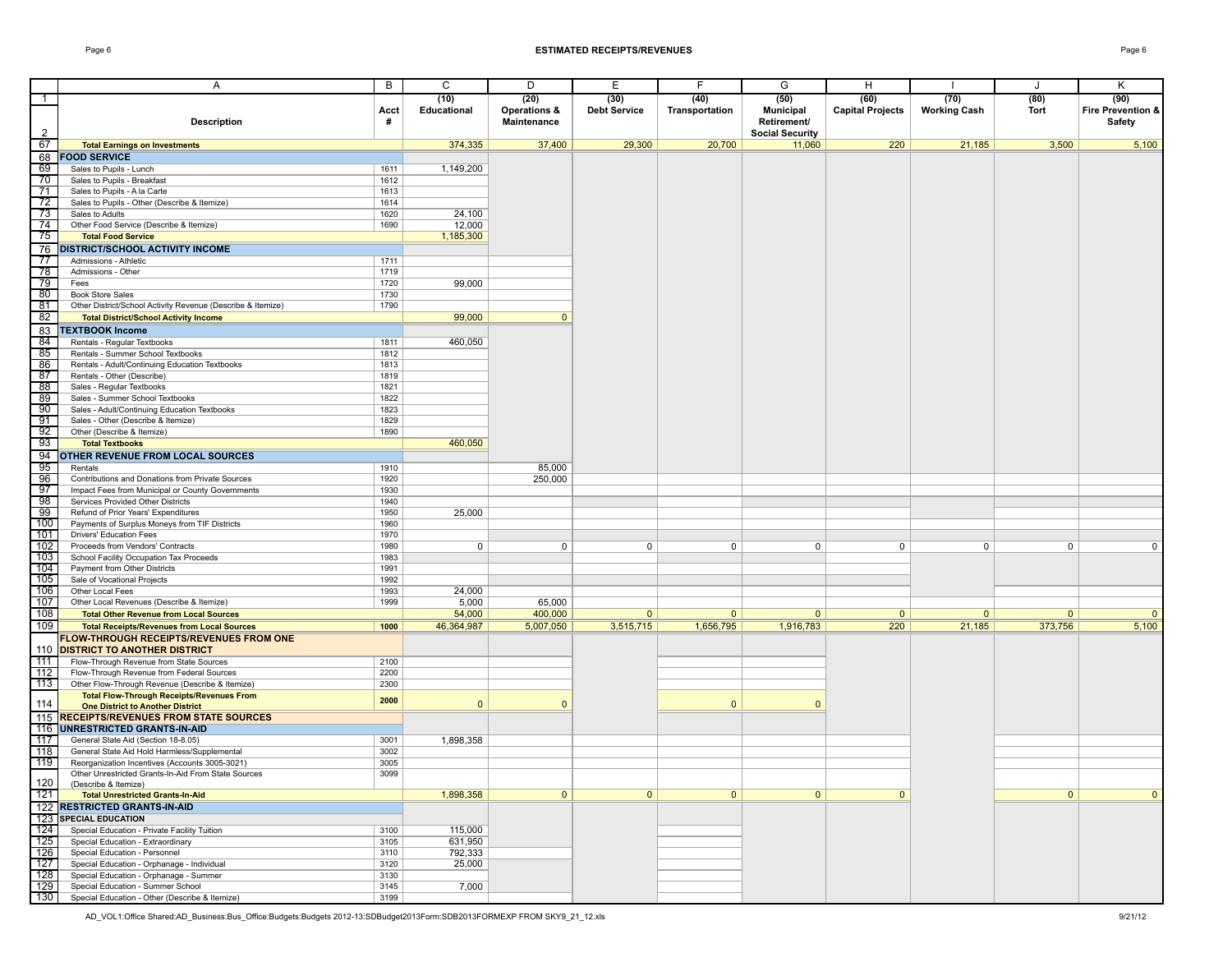## ESTIMATED RECEIPTS/REVENUES

| | A | B | C | D | E | F | G | H | I | J | K |
|---|---|---|---|---|---|---|---|---|---|---|---|
| 1/2 | Description | Acct # | (10) Educational | (20) Operations & Maintenance | (30) Debt Service | (40) Transportation | (50) Municipal Retirement/ Social Security | (60) Capital Projects | (70) Working Cash | (80) Tort | (90) Fire Prevention & Safety |
| 67 | **Total Earnings on Investments** | | 374,335 | 37,400 | 29,300 | 20,700 | 11,060 | 220 | 21,185 | 3,500 | 5,100 |
| 68 | **FOOD SERVICE** | | | | | | | | | | |
| 69 | Sales to Pupils - Lunch | 1611 | 1,149,200 | | | | | | | | |
| 70 | Sales to Pupils - Breakfast | 1612 | | | | | | | | | |
| 71 | Sales to Pupils - A la Carte | 1613 | | | | | | | | | |
| 72 | Sales to Pupils - Other (Describe & Itemize) | 1614 | | | | | | | | | |
| 73 | Sales to Adults | 1620 | 24,100 | | | | | | | | |
| 74 | Other Food Service (Describe & Itemize) | 1690 | 12,000 | | | | | | | | |
| 75 | **Total Food Service** | | 1,185,300 | | | | | | | | |
| 76 | **DISTRICT/SCHOOL ACTIVITY INCOME** | | | | | | | | | | |
| 77 | Admissions - Athletic | 1711 | | | | | | | | | |
| 78 | Admissions - Other | 1719 | | | | | | | | | |
| 79 | Fees | 1720 | 99,000 | | | | | | | | |
| 80 | Book Store Sales | 1730 | | | | | | | | | |
| 81 | Other District/School Activity Revenue (Describe & Itemize) | 1790 | | | | | | | | | |
| 82 | **Total District/School Activity Income** | | 99,000 | 0 | | | | | | | |
| 83 | **TEXTBOOK Income** | | | | | | | | | | |
| 84 | Rentals - Regular Textbooks | 1811 | 460,050 | | | | | | | | |
| 85 | Rentals - Summer School Textbooks | 1812 | | | | | | | | | |
| 86 | Rentals - Adult/Continuing Education Textbooks | 1813 | | | | | | | | | |
| 87 | Rentals - Other (Describe) | 1819 | | | | | | | | | |
| 88 | Sales - Regular Textbooks | 1821 | | | | | | | | | |
| 89 | Sales - Summer School Textbooks | 1822 | | | | | | | | | |
| 90 | Sales - Adult/Continuing Education Textbooks | 1823 | | | | | | | | | |
| 91 | Sales - Other (Describe & Itemize) | 1829 | | | | | | | | | |
| 92 | Other (Describe & Itemize) | 1890 | | | | | | | | | |
| 93 | **Total Textbooks** | | 460,050 | | | | | | | | |
| 94 | **OTHER REVENUE FROM LOCAL SOURCES** | | | | | | | | | | |
| 95 | Rentals | 1910 | | 85,000 | | | | | | | |
| 96 | Contributions and Donations from Private Sources | 1920 | | 250,000 | | | | | | | |
| 97 | Impact Fees from Municipal or County Governments | 1930 | | | | | | | | | |
| 98 | Services Provided Other Districts | 1940 | | | | | | | | | |
| 99 | Refund of Prior Years' Expenditures | 1950 | 25,000 | | | | | | | | |
| 100 | Payments of Surplus Moneys from TIF Districts | 1960 | | | | | | | | | |
| 101 | Drivers' Education Fees | 1970 | | | | | | | | | |
| 102 | Proceeds from Vendors' Contracts | 1980 | 0 | 0 | 0 | 0 | 0 | 0 | 0 | 0 | 0 |
| 103 | School Facility Occupation Tax Proceeds | 1983 | | | | | | | | | |
| 104 | Payment from Other Districts | 1991 | | | | | | | | | |
| 105 | Sale of Vocational Projects | 1992 | | | | | | | | | |
| 106 | Other Local Fees | 1993 | 24,000 | | | | | | | | |
| 107 | Other Local Revenues (Describe & Itemize) | 1999 | 5,000 | 65,000 | | | | | | | |
| 108 | **Total Other Revenue from Local Sources** | | 54,000 | 400,000 | 0 | 0 | 0 | 0 | 0 | 0 | 0 |
| 109 | **Total Receipts/Revenues from Local Sources** | 1000 | 46,364,987 | 5,007,050 | 3,515,715 | 1,656,795 | 1,916,783 | 220 | 21,185 | 373,756 | 5,100 |
| 110 | **FLOW-THROUGH RECEIPTS/REVENUES FROM ONE DISTRICT TO ANOTHER DISTRICT** | | | | | | | | | | |
| 111 | Flow-Through Revenue from State Sources | 2100 | | | | | | | | | |
| 112 | Flow-Through Revenue from Federal Sources | 2200 | | | | | | | | | |
| 113 | Other Flow-Through Revenue (Describe & Itemize) | 2300 | | | | | | | | | |
| 114 | **Total Flow-Through Receipts/Revenues From One District to Another District** | 2000 | 0 | 0 | | 0 | 0 | | | | |
| 115 | **RECEIPTS/REVENUES FROM STATE SOURCES** | | | | | | | | | | |
| 116 | **UNRESTRICTED GRANTS-IN-AID** | | | | | | | | | | |
| 117 | General State Aid (Section 18-8.05) | 3001 | 1,898,358 | | | | | | | | |
| 118 | General State Aid Hold Harmless/Supplemental | 3002 | | | | | | | | | |
| 119 | Reorganization Incentives (Accounts 3005-3021) | 3005 | | | | | | | | | |
| 120 | Other Unrestricted Grants-In-Aid From State Sources (Describe & Itemize) | 3099 | | | | | | | | | |
| 121 | **Total Unrestricted Grants-In-Aid** | | 1,898,358 | 0 | 0 | 0 | 0 | 0 | | 0 | 0 |
| 122 | **RESTRICTED GRANTS-IN-AID** | | | | | | | | | | |
| 123 | **SPECIAL EDUCATION** | | | | | | | | | | |
| 124 | Special Education - Private Facility Tuition | 3100 | 115,000 | | | | | | | | |
| 125 | Special Education - Extraordinary | 3105 | 631,950 | | | | | | | | |
| 126 | Special Education - Personnel | 3110 | 792,333 | | | | | | | | |
| 127 | Special Education - Orphanage - Individual | 3120 | 25,000 | | | | | | | | |
| 128 | Special Education - Orphanage - Summer | 3130 | | | | | | | | | |
| 129 | Special Education - Summer School | 3145 | 7,000 | | | | | | | | |
| 130 | Special Education - Other (Describe & Itemize) | 3199 | | | | | | | | | |

AD_VOL1:Office Shared:AD_Business:Bus_Office:Budgets:Budgets 2012-13:SDBudget2013Form:SDB2013FORMEXP FROM SKY9_21_12.xls

9/21/12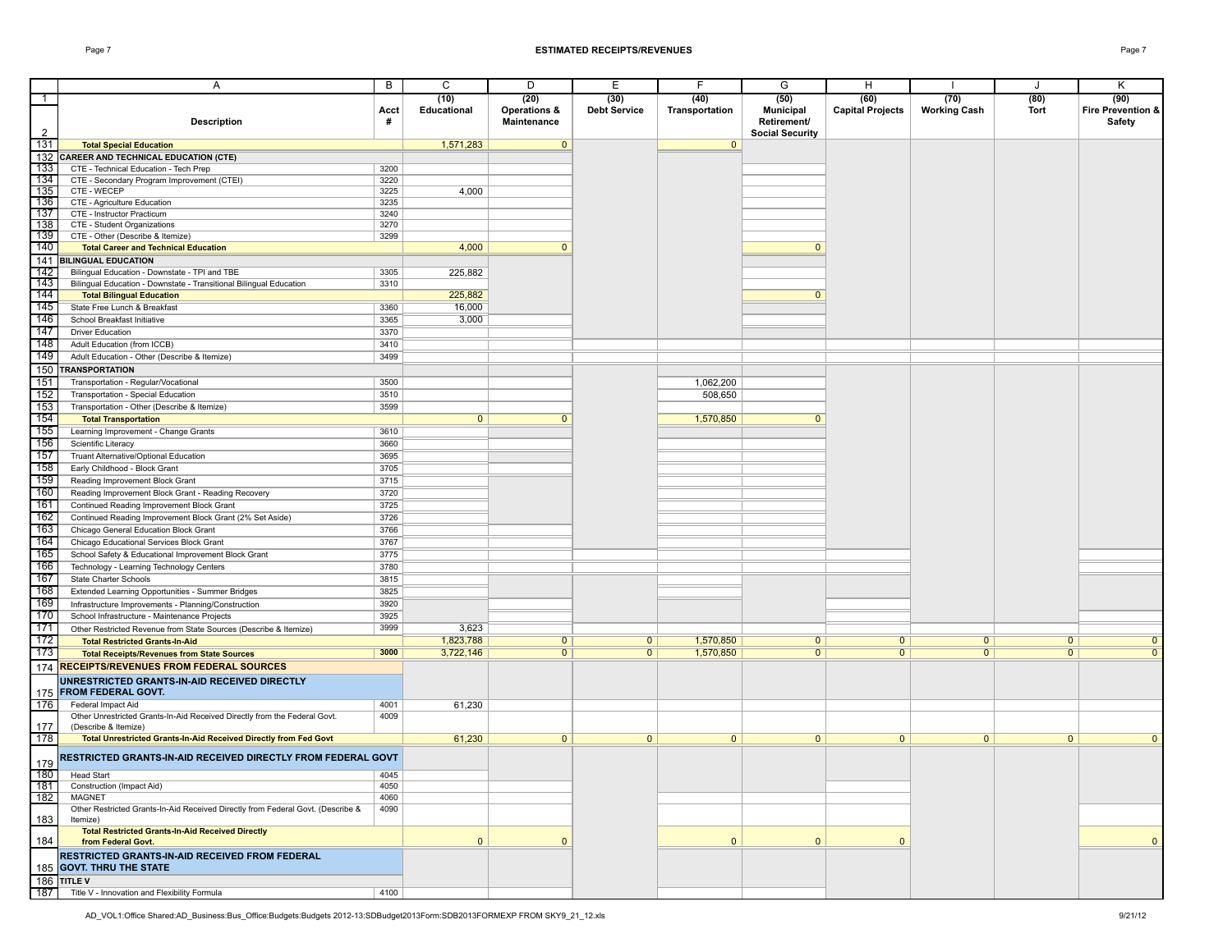## ESTIMATED RECEIPTS/REVENUES

| | A | B | C | D | E | F | G | H | I | J | K |
|---|---|---|---|---|---|---|---|---|---|---|---|
| 1-2 | Description | Acct # | (10) Educational | (20) Operations & Maintenance | (30) Debt Service | (40) Transportation | (50) Municipal Retirement/ Social Security | (60) Capital Projects | (70) Working Cash | (80) Tort | (90) Fire Prevention & Safety |
| 131 | **Total Special Education** | | 1,571,283 | 0 | | 0 | | | | | |
| 132 | **CAREER AND TECHNICAL EDUCATION (CTE)** | | | | | | | | | | |
| 133 | CTE - Technical Education - Tech Prep | 3200 | | | | | | | | | |
| 134 | CTE - Secondary Program Improvement (CTEI) | 3220 | | | | | | | | | |
| 135 | CTE - WECEP | 3225 | 4,000 | | | | | | | | |
| 136 | CTE - Agriculture Education | 3235 | | | | | | | | | |
| 137 | CTE - Instructor Practicum | 3240 | | | | | | | | | |
| 138 | CTE - Student Organizations | 3270 | | | | | | | | | |
| 139 | CTE - Other (Describe & Itemize) | 3299 | | | | | | | | | |
| 140 | **Total Career and Technical Education** | | 4,000 | 0 | | | 0 | | | | |
| 141 | **BILINGUAL EDUCATION** | | | | | | | | | | |
| 142 | Bilingual Education - Downstate - TPI and TBE | 3305 | 225,882 | | | | | | | | |
| 143 | Bilingual Education - Downstate - Transitional Bilingual Education | 3310 | | | | | | | | | |
| 144 | **Total Bilingual Education** | | 225,882 | | | | 0 | | | | |
| 145 | State Free Lunch & Breakfast | 3360 | 16,000 | | | | | | | | |
| 146 | School Breakfast Initiative | 3365 | 3,000 | | | | | | | | |
| 147 | Driver Education | 3370 | | | | | | | | | |
| 148 | Adult Education (from ICCB) | 3410 | | | | | | | | | |
| 149 | Adult Education - Other (Describe & Itemize) | 3499 | | | | | | | | | |
| 150 | **TRANSPORTATION** | | | | | | | | | | |
| 151 | Transportation - Regular/Vocational | 3500 | | | | 1,062,200 | | | | | |
| 152 | Transportation - Special Education | 3510 | | | | 508,650 | | | | | |
| 153 | Transportation - Other (Describe & Itemize) | 3599 | | | | | | | | | |
| 154 | **Total Transportation** | | 0 | 0 | | 1,570,850 | 0 | | | | |
| 155 | Learning Improvement - Change Grants | 3610 | | | | | | | | | |
| 156 | Scientific Literacy | 3660 | | | | | | | | | |
| 157 | Truant Alternative/Optional Education | 3695 | | | | | | | | | |
| 158 | Early Childhood - Block Grant | 3705 | | | | | | | | | |
| 159 | Reading Improvement Block Grant | 3715 | | | | | | | | | |
| 160 | Reading Improvement Block Grant - Reading Recovery | 3720 | | | | | | | | | |
| 161 | Continued Reading Improvement Block Grant | 3725 | | | | | | | | | |
| 162 | Continued Reading Improvement Block Grant (2% Set Aside) | 3726 | | | | | | | | | |
| 163 | Chicago General Education Block Grant | 3766 | | | | | | | | | |
| 164 | Chicago Educational Services Block Grant | 3767 | | | | | | | | | |
| 165 | School Safety & Educational Improvement Block Grant | 3775 | | | | | | | | | |
| 166 | Technology - Learning Technology Centers | 3780 | | | | | | | | | |
| 167 | State Charter Schools | 3815 | | | | | | | | | |
| 168 | Extended Learning Opportunities - Summer Bridges | 3825 | | | | | | | | | |
| 169 | Infrastructure Improvements - Planning/Construction | 3920 | | | | | | | | | |
| 170 | School Infrastructure - Maintenance Projects | 3925 | | | | | | | | | |
| 171 | Other Restricted Revenue from State Sources (Describe & Itemize) | 3999 | 3,623 | | | | | | | | |
| 172 | **Total Restricted Grants-In-Aid** | | 1,823,788 | 0 | 0 | 1,570,850 | 0 | 0 | 0 | 0 | 0 |
| 173 | **Total Receipts/Revenues from State Sources** | 3000 | 3,722,146 | 0 | 0 | 1,570,850 | 0 | 0 | 0 | 0 | 0 |
| 174 | **RECEIPTS/REVENUES FROM FEDERAL SOURCES** | | | | | | | | | | |
| 175 | **UNRESTRICTED GRANTS-IN-AID RECEIVED DIRECTLY FROM FEDERAL GOVT.** | | | | | | | | | | |
| 176 | Federal Impact Aid | 4001 | 61,230 | | | | | | | | |
| 177 | Other Unrestricted Grants-In-Aid Received Directly from the Federal Govt. (Describe & Itemize) | 4009 | | | | | | | | | |
| 178 | **Total Unrestricted Grants-In-Aid Received Directly from Fed Govt** | | 61,230 | 0 | 0 | 0 | 0 | 0 | 0 | 0 | 0 |
| 179 | **RESTRICTED GRANTS-IN-AID RECEIVED DIRECTLY FROM FEDERAL GOVT** | | | | | | | | | | |
| 180 | Head Start | 4045 | | | | | | | | | |
| 181 | Construction (Impact Aid) | 4050 | | | | | | | | | |
| 182 | MAGNET | 4060 | | | | | | | | | |
| 183 | Other Restricted Grants-In-Aid Received Directly from Federal Govt. (Describe & Itemize) | 4090 | | | | | | | | | |
| 184 | **Total Restricted Grants-In-Aid Received Directly from Federal Govt.** | | 0 | 0 | | 0 | 0 | 0 | | | 0 |
| 185 | **RESTRICTED GRANTS-IN-AID RECEIVED FROM FEDERAL GOVT. THRU THE STATE** | | | | | | | | | | |
| 186 | **TITLE V** | | | | | | | | | | |
| 187 | Title V - Innovation and Flexibility Formula | 4100 | | | | | | | | | |

AD_VOL1:Office Shared:AD_Business:Bus_Office:Budgets:Budgets 2012-13:SDBudget2013Form:SDB2013FORMEXP FROM SKY9_21_12.xls

9/21/12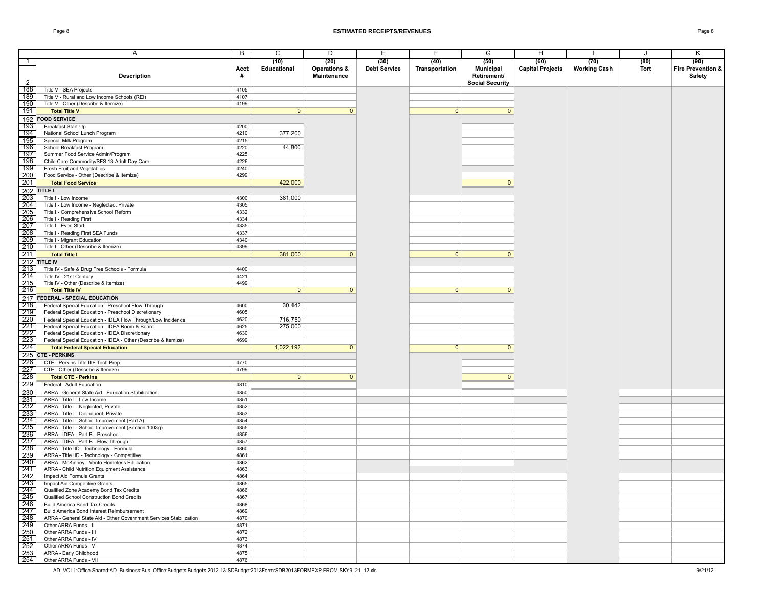## ESTIMATED RECEIPTS/REVENUES

| | A | B | C | D | E | F | G | H | I | J | K |
|---|---|---|---|---|---|---|---|---|---|---|---|
| 1 | | | (10) | (20) | (30) | (40) | (50) | (60) | (70) | (80) | (90) |
| 2 | Description | Acct # | Educational | Operations & Maintenance | Debt Service | Transportation | Municipal Retirement/ Social Security | Capital Projects | Working Cash | Tort | Fire Prevention & Safety |
| 188 | Title V - SEA Projects | 4105 | | | | | | | | | |
| 189 | Title V - Rural and Low Income Schools (REI) | 4107 | | | | | | | | | |
| 190 | Title V - Other (Describe & Itemize) | 4199 | | | | | | | | | |
| 191 | **Total Title V** | | 0 | 0 | | 0 | 0 | | | | |
| 192 | **FOOD SERVICE** | | | | | | | | | | |
| 193 | Breakfast Start-Up | 4200 | | | | | | | | | |
| 194 | National School Lunch Program | 4210 | 377,200 | | | | | | | | |
| 195 | Special Milk Program | 4215 | | | | | | | | | |
| 196 | School Breakfast Program | 4220 | 44,800 | | | | | | | | |
| 197 | Summer Food Service Admin/Program | 4225 | | | | | | | | | |
| 198 | Child Care Commodity/SFS 13-Adult Day Care | 4226 | | | | | | | | | |
| 199 | Fresh Fruit and Vegetables | 4240 | | | | | | | | | |
| 200 | Food Service - Other (Describe & Itemize) | 4299 | | | | | | | | | |
| 201 | **Total Food Service** | | 422,000 | | | | 0 | | | | |
| 202 | **TITLE I** | | | | | | | | | | |
| 203 | Title I - Low Income | 4300 | 381,000 | | | | | | | | |
| 204 | Title I - Low Income - Neglected, Private | 4305 | | | | | | | | | |
| 205 | Title I - Comprehensive School Reform | 4332 | | | | | | | | | |
| 206 | Title I - Reading First | 4334 | | | | | | | | | |
| 207 | Title I - Even Start | 4335 | | | | | | | | | |
| 208 | Title I - Reading First SEA Funds | 4337 | | | | | | | | | |
| 209 | Title I - Migrant Education | 4340 | | | | | | | | | |
| 210 | Title I - Other (Describe & Itemize) | 4399 | | | | | | | | | |
| 211 | **Total Title I** | | 381,000 | 0 | | 0 | 0 | | | | |
| 212 | **TITLE IV** | | | | | | | | | | |
| 213 | Title IV - Safe & Drug Free Schools - Formula | 4400 | | | | | | | | | |
| 214 | Title IV - 21st Century | 4421 | | | | | | | | | |
| 215 | Title IV - Other (Describe & Itemize) | 4499 | | | | | | | | | |
| 216 | **Total Title IV** | | 0 | 0 | | 0 | 0 | | | | |
| 217 | **FEDERAL - SPECIAL EDUCATION** | | | | | | | | | | |
| 218 | Federal Special Education - Preschool Flow-Through | 4600 | 30,442 | | | | | | | | |
| 219 | Federal Special Education - Preschool Discretionary | 4605 | | | | | | | | | |
| 220 | Federal Special Education - IDEA Flow Through/Low Incidence | 4620 | 716,750 | | | | | | | | |
| 221 | Federal Special Education - IDEA Room & Board | 4625 | 275,000 | | | | | | | | |
| 222 | Federal Special Education - IDEA Discretionary | 4630 | | | | | | | | | |
| 223 | Federal Special Education - IDEA - Other (Describe & Itemize) | 4699 | | | | | | | | | |
| 224 | **Total Federal Special Education** | | 1,022,192 | 0 | | 0 | 0 | | | | |
| 225 | **CTE - PERKINS** | | | | | | | | | | |
| 226 | CTE - Perkins-Title IIIE Tech Prep | 4770 | | | | | | | | | |
| 227 | CTE - Other (Describe & Itemize) | 4799 | | | | | | | | | |
| 228 | **Total CTE - Perkins** | | 0 | 0 | | | 0 | | | | |
| 229 | Federal - Adult Education | 4810 | | | | | | | | | |
| 230 | ARRA - General State Aid - Education Stabilization | 4850 | | | | | | | | | |
| 231 | ARRA - Title I - Low Income | 4851 | | | | | | | | | |
| 232 | ARRA - Title I - Neglected, Private | 4852 | | | | | | | | | |
| 233 | ARRA - Title I - Delinquent, Private | 4853 | | | | | | | | | |
| 234 | ARRA - Title I - School Improvement (Part A) | 4854 | | | | | | | | | |
| 235 | ARRA - Title I - School Improvement (Section 1003g) | 4855 | | | | | | | | | |
| 236 | ARRA - IDEA - Part B - Preschool | 4856 | | | | | | | | | |
| 237 | ARRA - IDEA - Part B - Flow-Through | 4857 | | | | | | | | | |
| 238 | ARRA - Title IID - Technology - Formula | 4860 | | | | | | | | | |
| 239 | ARRA - Title IID - Technology - Competitive | 4861 | | | | | | | | | |
| 240 | ARRA - McKinney - Vento Homeless Education | 4862 | | | | | | | | | |
| 241 | ARRA - Child Nutrition Equipment Assistance | 4863 | | | | | | | | | |
| 242 | Impact Aid Formula Grants | 4864 | | | | | | | | | |
| 243 | Impact Aid Competitive Grants | 4865 | | | | | | | | | |
| 244 | Qualified Zone Academy Bond Tax Credits | 4866 | | | | | | | | | |
| 245 | Qualified School Construction Bond Credits | 4867 | | | | | | | | | |
| 246 | Build America Bond Tax Credits | 4868 | | | | | | | | | |
| 247 | Build America Bond Interest Reimbursement | 4869 | | | | | | | | | |
| 248 | ARRA - General State Aid - Other Government Services Stabilization | 4870 | | | | | | | | | |
| 249 | Other ARRA Funds - II | 4871 | | | | | | | | | |
| 250 | Other ARRA Funds - III | 4872 | | | | | | | | | |
| 251 | Other ARRA Funds - IV | 4873 | | | | | | | | | |
| 252 | Other ARRA Funds - V | 4874 | | | | | | | | | |
| 253 | ARRA - Early Childhood | 4875 | | | | | | | | | |
| 254 | Other ARRA Funds - VII | 4876 | | | | | | | | | |

AD_VOL1:Office Shared:AD_Business:Bus_Office:Budgets:Budgets 2012-13:SDBudget2013Form:SDB2013FORMEXP FROM SKY9_21_12.xls 9/21/12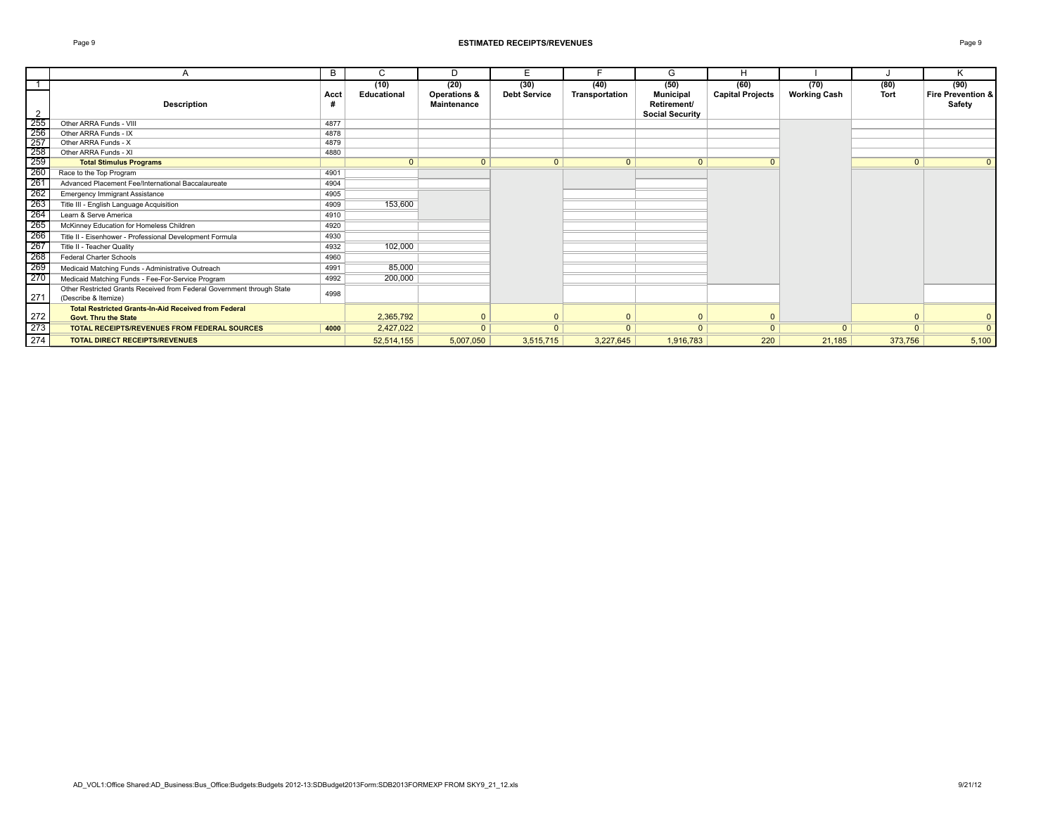## ESTIMATED RECEIPTS/REVENUES

| | A | B | C | D | E | F | G | H | I | J | K |
|---|---|---|---|---|---|---|---|---|---|---|---|
| 1 | | | (10) | (20) | (30) | (40) | (50) | (60) | (70) | (80) | (90) |
| 2 | Description | Acct # | Educational | Operations & Maintenance | Debt Service | Transportation | Municipal Retirement/ Social Security | Capital Projects | Working Cash | Tort | Fire Prevention & Safety |
| 255 | Other ARRA Funds - VIII | 4877 | | | | | | | | | |
| 256 | Other ARRA Funds - IX | 4878 | | | | | | | | | |
| 257 | Other ARRA Funds - X | 4879 | | | | | | | | | |
| 258 | Other ARRA Funds - XI | 4880 | | | | | | | | | |
| 259 | **Total Stimulus Programs** | | 0 | 0 | 0 | 0 | 0 | 0 | | 0 | 0 |
| 260 | Race to the Top Program | 4901 | | | | | | | | | |
| 261 | Advanced Placement Fee/International Baccalaureate | 4904 | | | | | | | | | |
| 262 | Emergency Immigrant Assistance | 4905 | | | | | | | | | |
| 263 | Title III - English Language Acquisition | 4909 | 153,600 | | | | | | | | |
| 264 | Learn & Serve America | 4910 | | | | | | | | | |
| 265 | McKinney Education for Homeless Children | 4920 | | | | | | | | | |
| 266 | Title II - Eisenhower - Professional Development Formula | 4930 | | | | | | | | | |
| 267 | Title II - Teacher Quality | 4932 | 102,000 | | | | | | | | |
| 268 | Federal Charter Schools | 4960 | | | | | | | | | |
| 269 | Medicaid Matching Funds - Administrative Outreach | 4991 | 85,000 | | | | | | | | |
| 270 | Medicaid Matching Funds - Fee-For-Service Program | 4992 | 200,000 | | | | | | | | |
| 271 | Other Restricted Grants Received from Federal Government through State (Describe & Itemize) | 4998 | | | | | | | | | |
| 272 | **Total Restricted Grants-In-Aid Received from Federal Govt. Thru the State** | | 2,365,792 | 0 | 0 | 0 | 0 | 0 | | 0 | 0 |
| 273 | **TOTAL RECEIPTS/REVENUES FROM FEDERAL SOURCES** | **4000** | 2,427,022 | 0 | 0 | 0 | 0 | 0 | 0 | 0 | 0 |
| 274 | **TOTAL DIRECT RECEIPTS/REVENUES** | | 52,514,155 | 5,007,050 | 3,515,715 | 3,227,645 | 1,916,783 | 220 | 21,185 | 373,756 | 5,100 |

AD_VOL1:Office Shared:AD_Business:Bus_Office:Budgets:Budgets 2012-13:SDBudget2013Form:SDB2013FORMEXP FROM SKY9_21_12.xls 9/21/12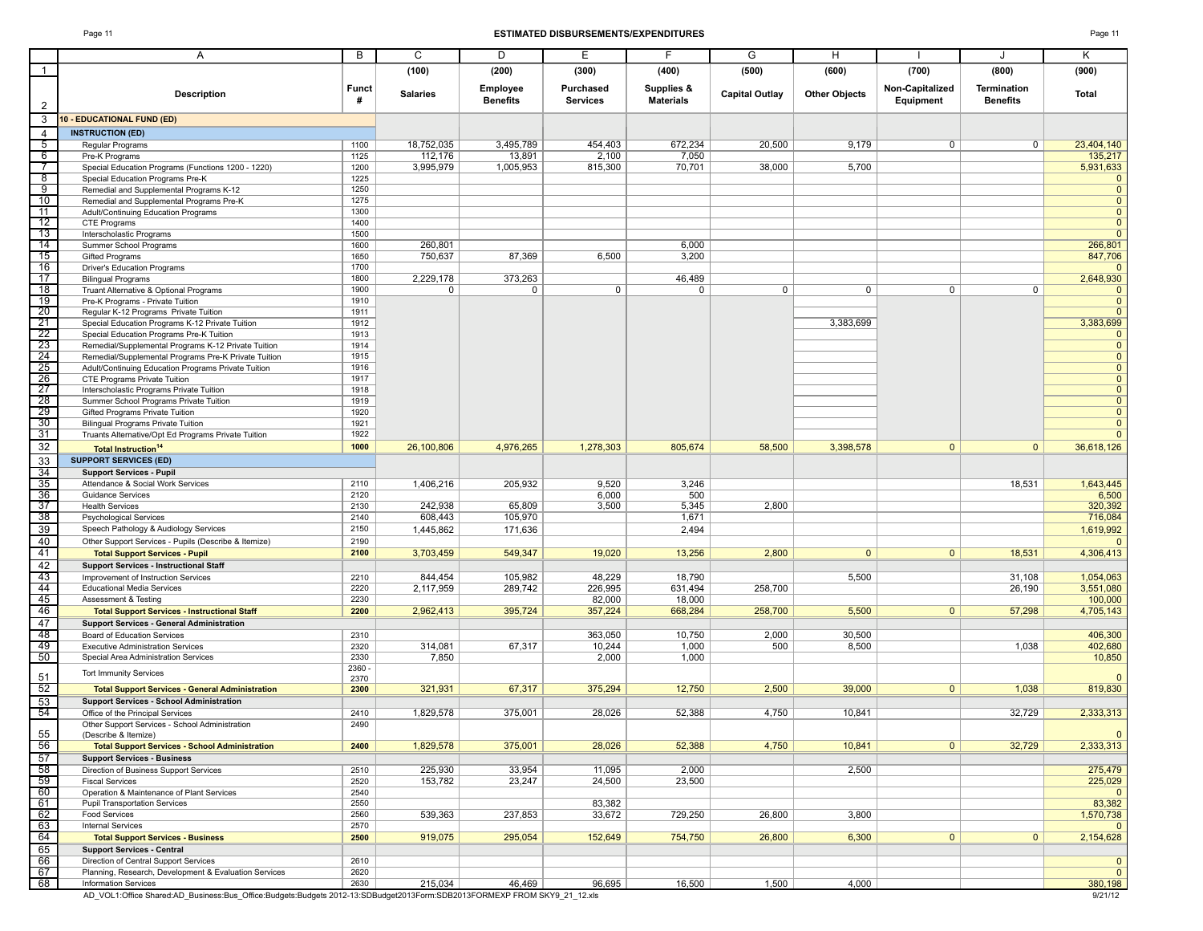## ESTIMATED DISBURSEMENTS/EXPENDITURES

| | A | B | C | D | E | F | G | H | I | J | K |
|---|---|---|---|---|---|---|---|---|---|---|---|
| 1 | | | (100) | (200) | (300) | (400) | (500) | (600) | (700) | (800) | (900) |
| 2 | Description | Funct # | Salaries | Employee Benefits | Purchased Services | Supplies & Materials | Capital Outlay | Other Objects | Non-Capitalized Equipment | Termination Benefits | Total |
| 3 | **10 - EDUCATIONAL FUND (ED)** | | | | | | | | | | |
| 4 | **INSTRUCTION (ED)** | | | | | | | | | | |
| 5 | Regular Programs | 1100 | 18,752,035 | 3,495,789 | 454,403 | 672,234 | 20,500 | 9,179 | 0 | 0 | 23,404,140 |
| 6 | Pre-K Programs | 1125 | 112,176 | 13,891 | 2,100 | 7,050 | | | | | 135,217 |
| 7 | Special Education Programs (Functions 1200 - 1220) | 1200 | 3,995,979 | 1,005,953 | 815,300 | 70,701 | 38,000 | 5,700 | | | 5,931,633 |
| 8 | Special Education Programs Pre-K | 1225 | | | | | | | | | 0 |
| 9 | Remedial and Supplemental Programs K-12 | 1250 | | | | | | | | | 0 |
| 10 | Remedial and Supplemental Programs Pre-K | 1275 | | | | | | | | | 0 |
| 11 | Adult/Continuing Education Programs | 1300 | | | | | | | | | 0 |
| 12 | CTE Programs | 1400 | | | | | | | | | 0 |
| 13 | Interscholastic Programs | 1500 | | | | | | | | | 0 |
| 14 | Summer School Programs | 1600 | 260,801 | | | 6,000 | | | | | 266,801 |
| 15 | Gifted Programs | 1650 | 750,637 | 87,369 | 6,500 | 3,200 | | | | | 847,706 |
| 16 | Driver's Education Programs | 1700 | | | | | | | | | 0 |
| 17 | Bilingual Programs | 1800 | 2,229,178 | 373,263 | | 46,489 | | | | | 2,648,930 |
| 18 | Truant Alternative & Optional Programs | 1900 | 0 | 0 | 0 | 0 | 0 | 0 | 0 | 0 | 0 |
| 19 | Pre-K Programs - Private Tuition | 1910 | | | | | | | | | 0 |
| 20 | Regular K-12 Programs Private Tuition | 1911 | | | | | | | | | 0 |
| 21 | Special Education Programs K-12 Private Tuition | 1912 | | | | | | 3,383,699 | | | 3,383,699 |
| 22 | Special Education Programs Pre-K Tuition | 1913 | | | | | | | | | 0 |
| 23 | Remedial/Supplemental Programs K-12 Private Tuition | 1914 | | | | | | | | | 0 |
| 24 | Remedial/Supplemental Programs Pre-K Private Tuition | 1915 | | | | | | | | | 0 |
| 25 | Adult/Continuing Education Programs Private Tuition | 1916 | | | | | | | | | 0 |
| 26 | CTE Programs Private Tuition | 1917 | | | | | | | | | 0 |
| 27 | Interscholastic Programs Private Tuition | 1918 | | | | | | | | | 0 |
| 28 | Summer School Programs Private Tuition | 1919 | | | | | | | | | 0 |
| 29 | Gifted Programs Private Tuition | 1920 | | | | | | | | | 0 |
| 30 | Bilingual Programs Private Tuition | 1921 | | | | | | | | | 0 |
| 31 | Truants Alternative/Opt Ed Programs Private Tuition | 1922 | | | | | | | | | 0 |
| 32 | **Total Instruction[14]** | **1000** | 26,100,806 | 4,976,265 | 1,278,303 | 805,674 | 58,500 | 3,398,578 | 0 | 0 | 36,618,126 |
| 33 | **SUPPORT SERVICES (ED)** | | | | | | | | | | |
| 34 | **Support Services - Pupil** | | | | | | | | | | |
| 35 | Attendance & Social Work Services | 2110 | 1,406,216 | 205,932 | 9,520 | 3,246 | | | | 18,531 | 1,643,445 |
| 36 | Guidance Services | 2120 | | | 6,000 | 500 | | | | | 6,500 |
| 37 | Health Services | 2130 | 242,938 | 65,809 | 3,500 | 5,345 | 2,800 | | | | 320,392 |
| 38 | Psychological Services | 2140 | 608,443 | 105,970 | | 1,671 | | | | | 716,084 |
| 39 | Speech Pathology & Audiology Services | 2150 | 1,445,862 | 171,636 | | 2,494 | | | | | 1,619,992 |
| 40 | Other Support Services - Pupils (Describe & Itemize) | 2190 | | | | | | | | | 0 |
| 41 | **Total Support Services - Pupil** | **2100** | 3,703,459 | 549,347 | 19,020 | 13,256 | 2,800 | 0 | 0 | 18,531 | 4,306,413 |
| 42 | **Support Services - Instructional Staff** | | | | | | | | | | |
| 43 | Improvement of Instruction Services | 2210 | 844,454 | 105,982 | 48,229 | 18,790 | | 5,500 | | 31,108 | 1,054,063 |
| 44 | Educational Media Services | 2220 | 2,117,959 | 289,742 | 226,995 | 631,494 | 258,700 | | | 26,190 | 3,551,080 |
| 45 | Assessment & Testing | 2230 | | | 82,000 | 18,000 | | | | | 100,000 |
| 46 | **Total Support Services - Instructional Staff** | **2200** | 2,962,413 | 395,724 | 357,224 | 668,284 | 258,700 | 5,500 | 0 | 57,298 | 4,705,143 |
| 47 | **Support Services - General Administration** | | | | | | | | | | |
| 48 | Board of Education Services | 2310 | | | 363,050 | 10,750 | 2,000 | 30,500 | | | 406,300 |
| 49 | Executive Administration Services | 2320 | 314,081 | 67,317 | 10,244 | 1,000 | 500 | 8,500 | | 1,038 | 402,680 |
| 50 | Special Area Administration Services | 2330 | 7,850 | | 2,000 | 1,000 | | | | | 10,850 |
| 51 | Tort Immunity Services | 2360 - 2370 | | | | | | | | | 0 |
| 52 | **Total Support Services - General Administration** | **2300** | 321,931 | 67,317 | 375,294 | 12,750 | 2,500 | 39,000 | 0 | 1,038 | 819,830 |
| 53 | **Support Services - School Administration** | | | | | | | | | | |
| 54 | Office of the Principal Services | 2410 | 1,829,578 | 375,001 | 28,026 | 52,388 | 4,750 | 10,841 | | 32,729 | 2,333,313 |
| 55 | Other Support Services - School Administration (Describe & Itemize) | 2490 | | | | | | | | | 0 |
| 56 | **Total Support Services - School Administration** | **2400** | 1,829,578 | 375,001 | 28,026 | 52,388 | 4,750 | 10,841 | 0 | 32,729 | 2,333,313 |
| 57 | **Support Services - Business** | | | | | | | | | | |
| 58 | Direction of Business Support Services | 2510 | 225,930 | 33,954 | 11,095 | 2,000 | | 2,500 | | | 275,479 |
| 59 | Fiscal Services | 2520 | 153,782 | 23,247 | 24,500 | 23,500 | | | | | 225,029 |
| 60 | Operation & Maintenance of Plant Services | 2540 | | | | | | | | | 0 |
| 61 | Pupil Transportation Services | 2550 | | | 83,382 | | | | | | 83,382 |
| 62 | Food Services | 2560 | 539,363 | 237,853 | 33,672 | 729,250 | 26,800 | 3,800 | | | 1,570,738 |
| 63 | Internal Services | 2570 | | | | | | | | | 0 |
| 64 | **Total Support Services - Business** | **2500** | 919,075 | 295,054 | 152,649 | 754,750 | 26,800 | 6,300 | 0 | 0 | 2,154,628 |
| 65 | **Support Services - Central** | | | | | | | | | | |
| 66 | Direction of Central Support Services | 2610 | | | | | | | | | 0 |
| 67 | Planning, Research, Development & Evaluation Services | 2620 | | | | | | | | | 0 |
| 68 | Information Services | 2630 | 215,034 | 46,469 | 96,695 | 16,500 | 1,500 | 4,000 | | | 380,198 |

AD_VOL1:Office Shared:AD_Business:Bus_Office:Budgets:Budgets 2012-13:SDBudget2013Form:SDB2013FORMEXP FROM SKY9_21_12.xls

9/21/12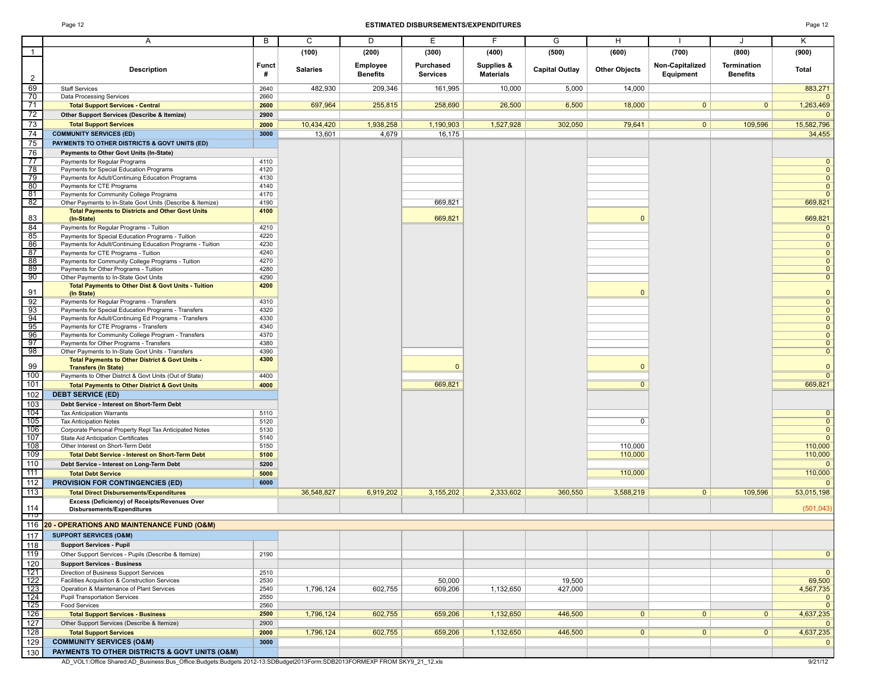# ESTIMATED DISBURSEMENTS/EXPENDITURES

| | A | B | C | D | E | F | G | H | I | J | K |
|---|---|---|---|---|---|---|---|---|---|---|---|
| 1 | | | (100) | (200) | (300) | (400) | (500) | (600) | (700) | (800) | (900) |
| 2 | Description | Funct # | Salaries | Employee Benefits | Purchased Services | Supplies & Materials | Capital Outlay | Other Objects | Non-Capitalized Equipment | Termination Benefits | Total |
| 69 | Staff Services | 2640 | 482,930 | 209,346 | 161,995 | 10,000 | 5,000 | 14,000 | | | 883,271 |
| 70 | Data Processing Services | 2660 | | | | | | | | | 0 |
| 71 | **Total Support Services - Central** | **2600** | 697,964 | 255,815 | 258,690 | 26,500 | 6,500 | 18,000 | 0 | 0 | 1,263,469 |
| 72 | **Other Support Services (Describe & Itemize)** | **2900** | | | | | | | | | 0 |
| 73 | **Total Support Services** | **2000** | 10,434,420 | 1,938,258 | 1,190,903 | 1,527,928 | 302,050 | 79,641 | 0 | 109,596 | 15,582,796 |
| 74 | **COMMUNITY SERVICES (ED)** | **3000** | 13,601 | 4,679 | 16,175 | | | | | | 34,455 |
| 75 | **PAYMENTS TO OTHER DISTRICTS & GOVT UNITS (ED)** | | | | | | | | | | |
| 76 | **Payments to Other Govt Units (In-State)** | | | | | | | | | | |
| 77 | Payments for Regular Programs | 4110 | | | | | | | | | 0 |
| 78 | Payments for Special Education Programs | 4120 | | | | | | | | | 0 |
| 79 | Payments for Adult/Continuing Education Programs | 4130 | | | | | | | | | 0 |
| 80 | Payments for CTE Programs | 4140 | | | | | | | | | 0 |
| 81 | Payments for Community College Programs | 4170 | | | | | | | | | 0 |
| 82 | Other Payments to In-State Govt Units (Describe & Itemize) | 4190 | | | 669,821 | | | | | | 669,821 |
| 83 | **Total Payments to Districts and Other Govt Units (In-State)** | **4100** | | | 669,821 | | | 0 | | | 669,821 |
| 84 | Payments for Regular Programs - Tuition | 4210 | | | | | | | | | 0 |
| 85 | Payments for Special Education Programs - Tuition | 4220 | | | | | | | | | 0 |
| 86 | Payments for Adult/Continuing Education Programs - Tuition | 4230 | | | | | | | | | 0 |
| 87 | Payments for CTE Programs - Tuition | 4240 | | | | | | | | | 0 |
| 88 | Payments for Community College Programs - Tuition | 4270 | | | | | | | | | 0 |
| 89 | Payments for Other Programs - Tuition | 4280 | | | | | | | | | 0 |
| 90 | Other Payments to In-State Govt Units | 4290 | | | | | | | | | 0 |
| 91 | **Total Payments to Other Dist & Govt Units - Tuition (In State)** | **4200** | | | | | | 0 | | | 0 |
| 92 | Payments for Regular Programs - Transfers | 4310 | | | | | | | | | 0 |
| 93 | Payments for Special Education Programs - Transfers | 4320 | | | | | | | | | 0 |
| 94 | Payments for Adult/Continuing Ed Programs - Transfers | 4330 | | | | | | | | | 0 |
| 95 | Payments for CTE Programs - Transfers | 4340 | | | | | | | | | 0 |
| 96 | Payments for Community College Program - Transfers | 4370 | | | | | | | | | 0 |
| 97 | Payments for Other Programs - Transfers | 4380 | | | | | | | | | 0 |
| 98 | Other Payments to In-State Govt Units - Transfers | 4390 | | | | | | | | | 0 |
| 99 | **Total Payments to Other District & Govt Units - Transfers (In State)** | **4300** | | | 0 | | | 0 | | | 0 |
| 100 | Payments to Other District & Govt Units (Out of State) | 4400 | | | | | | | | | 0 |
| 101 | **Total Payments to Other District & Govt Units** | **4000** | | | 669,821 | | | 0 | | | 669,821 |
| 102 | **DEBT SERVICE (ED)** | | | | | | | | | | |
| 103 | **Debt Service - Interest on Short-Term Debt** | | | | | | | | | | |
| 104 | Tax Anticipation Warrants | 5110 | | | | | | | | | 0 |
| 105 | Tax Anticipation Notes | 5120 | | | | | | 0 | | | 0 |
| 106 | Corporate Personal Property Repl Tax Anticipated Notes | 5130 | | | | | | | | | 0 |
| 107 | State Aid Anticipation Certificates | 5140 | | | | | | | | | 0 |
| 108 | Other Interest on Short-Term Debt | 5150 | | | | | | 110,000 | | | 110,000 |
| 109 | **Total Debt Service - Interest on Short-Term Debt** | **5100** | | | | | | 110,000 | | | 110,000 |
| 110 | **Debt Service - Interest on Long-Term Debt** | **5200** | | | | | | | | | 0 |
| 111 | **Total Debt Service** | **5000** | | | | | | 110,000 | | | 110,000 |
| 112 | **PROVISION FOR CONTINGENCIES (ED)** | **6000** | | | | | | | | | 0 |
| 113 | **Total Direct Disbursements/Expenditures** | | 36,548,827 | 6,919,202 | 3,155,202 | 2,333,602 | 360,550 | 3,588,219 | 0 | 109,596 | 53,015,198 |
| 114 | **Excess (Deficiency) of Receipts/Revenues Over Disbursements/Expenditures** | | | | | | | | | | (501,043) |
| 116 | **20 - OPERATIONS AND MAINTENANCE FUND (O&M)** | | | | | | | | | | |
| 117 | **SUPPORT SERVICES (O&M)** | | | | | | | | | | |
| 118 | **Support Services - Pupil** | | | | | | | | | | |
| 119 | Other Support Services - Pupils (Describe & Itemize) | 2190 | | | | | | | | | 0 |
| 120 | **Support Services - Business** | | | | | | | | | | |
| 121 | Direction of Business Support Services | 2510 | | | | | | | | | 0 |
| 122 | Facilities Acquisition & Construction Services | 2530 | | | 50,000 | | 19,500 | | | | 69,500 |
| 123 | Operation & Maintenance of Plant Services | 2540 | 1,796,124 | 602,755 | 609,206 | 1,132,650 | 427,000 | | | | 4,567,735 |
| 124 | Pupil Transportation Services | 2550 | | | | | | | | | 0 |
| 125 | Food Services | 2560 | | | | | | | | | 0 |
| 126 | **Total Support Services - Business** | **2500** | 1,796,124 | 602,755 | 659,206 | 1,132,650 | 446,500 | 0 | 0 | 0 | 4,637,235 |
| 127 | Other Support Services (Describe & Itemize) | 2900 | | | | | | | | | 0 |
| 128 | **Total Support Services** | **2000** | 1,796,124 | 602,755 | 659,206 | 1,132,650 | 446,500 | 0 | 0 | 0 | 4,637,235 |
| 129 | **COMMUNITY SERVICES (O&M)** | **3000** | | | | | | | | | 0 |
| 130 | **PAYMENTS TO OTHER DISTRICTS & GOVT UNITS (O&M)** | | | | | | | | | | |

AD_VOL1:Office Shared:AD_Business:Bus_Office:Budgets:Budgets 2012-13:SDBudget2013Form:SDB2013FORMEXP FROM SKY9_21_12.xls 9/21/12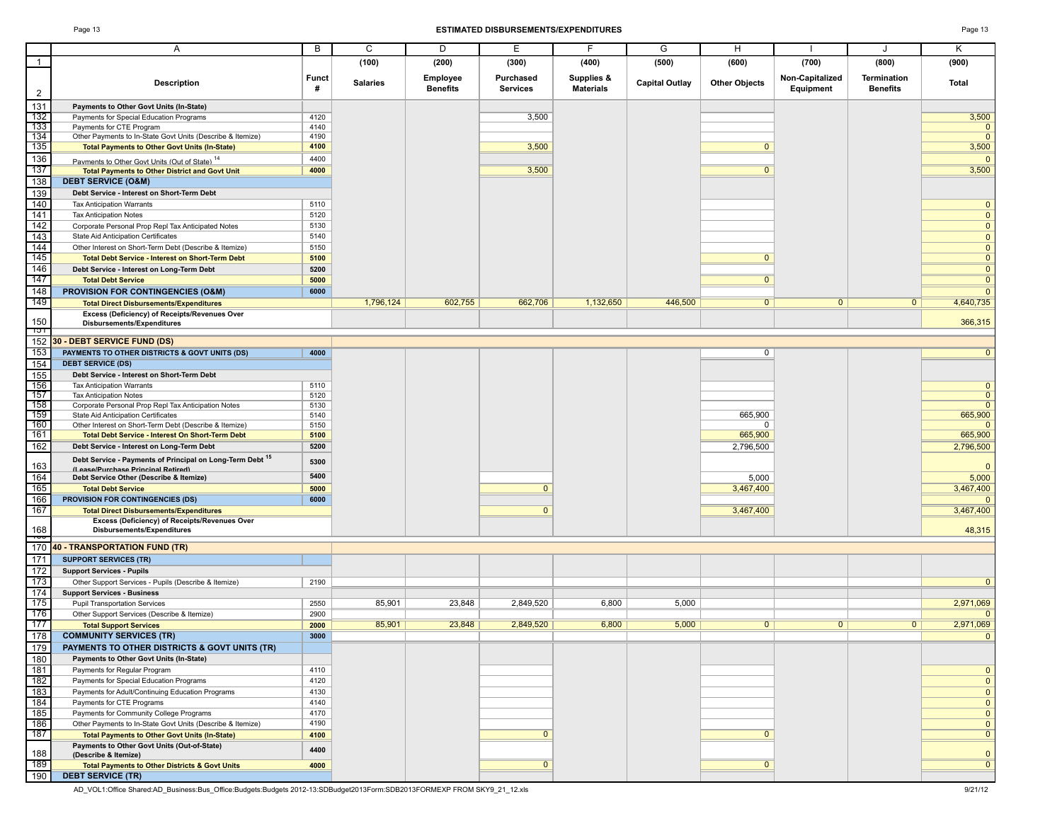## ESTIMATED DISBURSEMENTS/EXPENDITURES

| | A | B | C | D | E | F | G | H | I | J | K |
|---|---|---|---|---|---|---|---|---|---|---|---|
| 1 | | | (100) | (200) | (300) | (400) | (500) | (600) | (700) | (800) | (900) |
| 2 | **Description** | **Funct #** | **Salaries** | **Employee Benefits** | **Purchased Services** | **Supplies & Materials** | **Capital Outlay** | **Other Objects** | **Non-Capitalized Equipment** | **Termination Benefits** | **Total** |
| 131 | **Payments to Other Govt Units (In-State)** | | | | | | | | | | |
| 132 | Payments for Special Education Programs | 4120 | | | 3,500 | | | | | | 3,500 |
| 133 | Payments for CTE Program | 4140 | | | | | | | | | 0 |
| 134 | Other Payments to In-State Govt Units (Describe & Itemize) | 4190 | | | | | | | | | 0 |
| 135 | **Total Payments to Other Govt Units (In-State)** | **4100** | | | 3,500 | | | 0 | | | 3,500 |
| 136 | Payments to Other Govt Units (Out of State) [14] | 4400 | | | | | | | | | 0 |
| 137 | **Total Payments to Other District and Govt Unit** | **4000** | | | 3,500 | | | 0 | | | 3,500 |
| 138 | **DEBT SERVICE (O&M)** | | | | | | | | | | |
| 139 | **Debt Service - Interest on Short-Term Debt** | | | | | | | | | | |
| 140 | Tax Anticipation Warrants | 5110 | | | | | | | | | 0 |
| 141 | Tax Anticipation Notes | 5120 | | | | | | | | | 0 |
| 142 | Corporate Personal Prop Repl Tax Anticipated Notes | 5130 | | | | | | | | | 0 |
| 143 | State Aid Anticipation Certificates | 5140 | | | | | | | | | 0 |
| 144 | Other Interest on Short-Term Debt (Describe & Itemize) | 5150 | | | | | | | | | 0 |
| 145 | **Total Debt Service - Interest on Short-Term Debt** | **5100** | | | | | | 0 | | | 0 |
| 146 | **Debt Service - Interest on Long-Term Debt** | **5200** | | | | | | | | | 0 |
| 147 | **Total Debt Service** | **5000** | | | | | | 0 | | | 0 |
| 148 | **PROVISION FOR CONTINGENCIES (O&M)** | **6000** | | | | | | | | | 0 |
| 149 | **Total Direct Disbursements/Expenditures** | | 1,796,124 | 602,755 | 662,706 | 1,132,650 | 446,500 | 0 | 0 | 0 | 4,640,735 |
| 150 | **Excess (Deficiency) of Receipts/Revenues Over Disbursements/Expenditures** | | | | | | | | | | 366,315 |
| 152 | **30 - DEBT SERVICE FUND (DS)** | | | | | | | | | | |
| 153 | **PAYMENTS TO OTHER DISTRICTS & GOVT UNITS (DS)** | **4000** | | | | | | 0 | | | 0 |
| 154 | **DEBT SERVICE (DS)** | | | | | | | | | | |
| 155 | **Debt Service - Interest on Short-Term Debt** | | | | | | | | | | |
| 156 | Tax Anticipation Warrants | 5110 | | | | | | | | | 0 |
| 157 | Tax Anticipation Notes | 5120 | | | | | | | | | 0 |
| 158 | Corporate Personal Prop Repl Tax Anticipation Notes | 5130 | | | | | | | | | 0 |
| 159 | State Aid Anticipation Certificates | 5140 | | | | | | 665,900 | | | 665,900 |
| 160 | Other Interest on Short-Term Debt (Describe & Itemize) | 5150 | | | | | | 0 | | | 0 |
| 161 | **Total Debt Service - Interest On Short-Term Debt** | **5100** | | | | | | 665,900 | | | 665,900 |
| 162 | **Debt Service - Interest on Long-Term Debt** | **5200** | | | | | | 2,796,500 | | | 2,796,500 |
| 163 | **Debt Service - Payments of Principal on Long-Term Debt [15] (Lease/Purchase Principal Retired)** | **5300** | | | | | | | | | 0 |
| 164 | **Debt Service Other (Describe & Itemize)** | **5400** | | | | | | 5,000 | | | 5,000 |
| 165 | **Total Debt Service** | **5000** | | | 0 | | | 3,467,400 | | | 3,467,400 |
| 166 | **PROVISION FOR CONTINGENCIES (DS)** | **6000** | | | | | | | | | 0 |
| 167 | **Total Direct Disbursements/Expenditures** | | | | 0 | | | 3,467,400 | | | 3,467,400 |
| 168 | **Excess (Deficiency) of Receipts/Revenues Over Disbursements/Expenditures** | | | | | | | | | | 48,315 |
| 170 | **40 - TRANSPORTATION FUND (TR)** | | | | | | | | | | |
| 171 | **SUPPORT SERVICES (TR)** | | | | | | | | | | |
| 172 | **Support Services - Pupils** | | | | | | | | | | |
| 173 | Other Support Services - Pupils (Describe & Itemize) | 2190 | | | | | | | | | 0 |
| 174 | **Support Services - Business** | | | | | | | | | | |
| 175 | Pupil Transportation Services | 2550 | 85,901 | 23,848 | 2,849,520 | 6,800 | 5,000 | | | | 2,971,069 |
| 176 | Other Support Services (Describe & Itemize) | 2900 | | | | | | | | | 0 |
| 177 | **Total Support Services** | **2000** | 85,901 | 23,848 | 2,849,520 | 6,800 | 5,000 | 0 | 0 | 0 | 2,971,069 |
| 178 | **COMMUNITY SERVICES (TR)** | **3000** | | | | | | | | | 0 |
| 179 | **PAYMENTS TO OTHER DISTRICTS & GOVT UNITS (TR)** | | | | | | | | | | |
| 180 | **Payments to Other Govt Units (In-State)** | | | | | | | | | | |
| 181 | Payments for Regular Program | 4110 | | | | | | | | | 0 |
| 182 | Payments for Special Education Programs | 4120 | | | | | | | | | 0 |
| 183 | Payments for Adult/Continuing Education Programs | 4130 | | | | | | | | | 0 |
| 184 | Payments for CTE Programs | 4140 | | | | | | | | | 0 |
| 185 | Payments for Community College Programs | 4170 | | | | | | | | | 0 |
| 186 | Other Payments to In-State Govt Units (Describe & Itemize) | 4190 | | | | | | | | | 0 |
| 187 | **Total Payments to Other Govt Units (In-State)** | **4100** | | | 0 | | | 0 | | | 0 |
| 188 | **Payments to Other Govt Units (Out-of-State) (Describe & Itemize)** | **4400** | | | | | | | | | 0 |
| 189 | **Total Payments to Other Districts & Govt Units** | **4000** | | | 0 | | | 0 | | | 0 |
| 190 | **DEBT SERVICE (TR)** | | | | | | | | | | |

AD_VOL1:Office Shared:AD_Business:Bus_Office:Budgets:Budgets 2012-13:SDBudget2013Form:SDB2013FORMEXP FROM SKY9_21_12.xls 9/21/12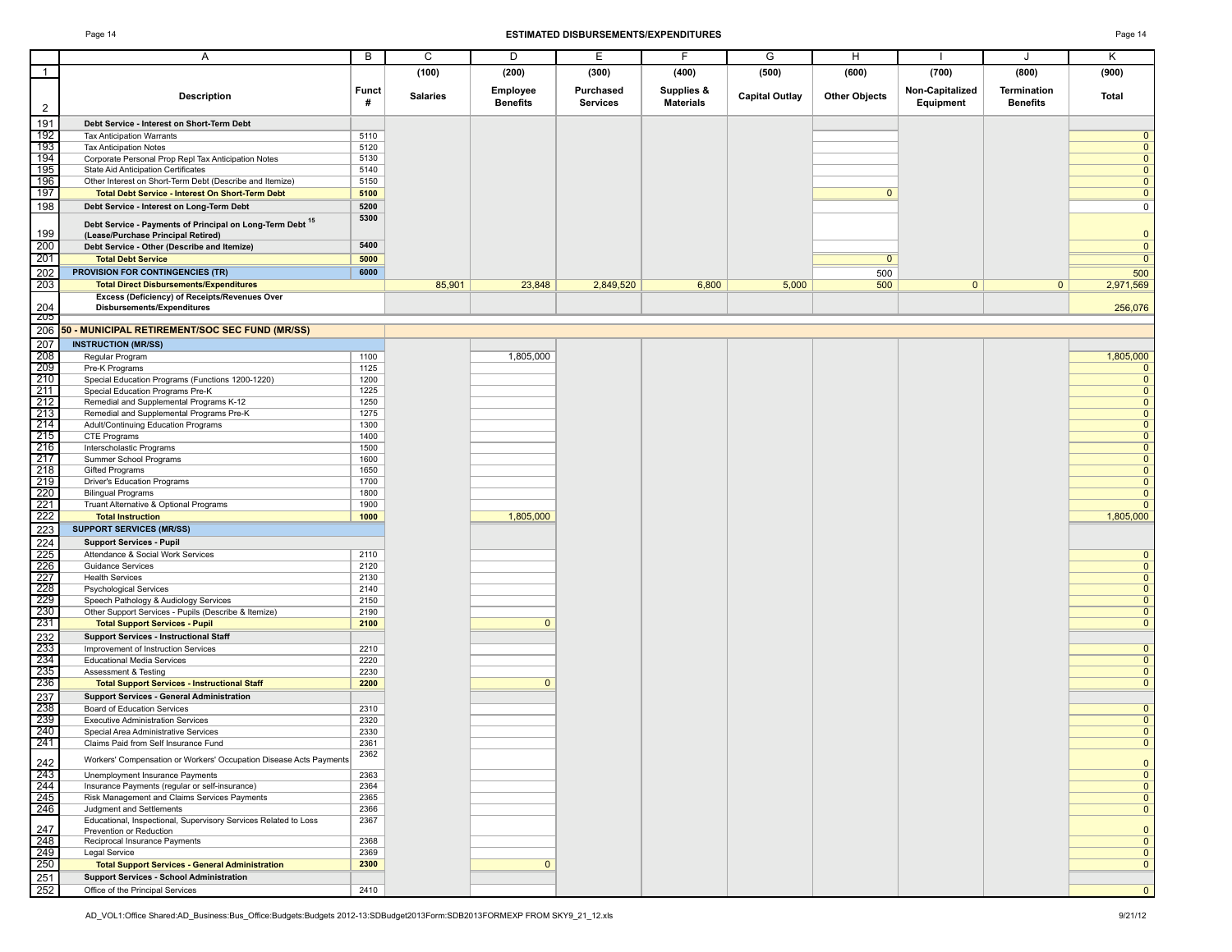## ESTIMATED DISBURSEMENTS/EXPENDITURES

| | A | B | C | D | E | F | G | H | I | J | K |
|---|---|---|---|---|---|---|---|---|---|---|---|
| 1 | | | (100) | (200) | (300) | (400) | (500) | (600) | (700) | (800) | (900) |
| 2 | **Description** | **Funct #** | **Salaries** | **Employee Benefits** | **Purchased Services** | **Supplies & Materials** | **Capital Outlay** | **Other Objects** | **Non-Capitalized Equipment** | **Termination Benefits** | **Total** |
| 191 | **Debt Service - Interest on Short-Term Debt** | | | | | | | | | | |
| 192 | Tax Anticipation Warrants | 5110 | | | | | | | | | 0 |
| 193 | Tax Anticipation Notes | 5120 | | | | | | | | | 0 |
| 194 | Corporate Personal Prop Repl Tax Anticipation Notes | 5130 | | | | | | | | | 0 |
| 195 | State Aid Anticipation Certificates | 5140 | | | | | | | | | 0 |
| 196 | Other Interest on Short-Term Debt (Describe and Itemize) | 5150 | | | | | | | | | 0 |
| 197 | **Total Debt Service - Interest On Short-Term Debt** | **5100** | | | | | | 0 | | | 0 |
| 198 | **Debt Service - Interest on Long-Term Debt** | **5200** | | | | | | | | | 0 |
| 199 | **Debt Service - Payments of Principal on Long-Term Debt [15] (Lease/Purchase Principal Retired)** | **5300** | | | | | | | | | 0 |
| 200 | **Debt Service - Other (Describe and Itemize)** | **5400** | | | | | | | | | 0 |
| 201 | **Total Debt Service** | **5000** | | | | | | 0 | | | 0 |
| 202 | **PROVISION FOR CONTINGENCIES (TR)** | **6000** | | | | | | 500 | | | 500 |
| 203 | **Total Direct Disbursements/Expenditures** | | 85,901 | 23,848 | 2,849,520 | 6,800 | 5,000 | 500 | 0 | 0 | 2,971,569 |
| 204 | **Excess (Deficiency) of Receipts/Revenues Over Disbursements/Expenditures** | | | | | | | | | | 256,076 |
| 205 | | | | | | | | | | | |
| 206 | **50 - MUNICIPAL RETIREMENT/SOC SEC FUND (MR/SS)** | | | | | | | | | | |
| 207 | **INSTRUCTION (MR/SS)** | | | | | | | | | | |
| 208 | Regular Program | 1100 | | 1,805,000 | | | | | | | 1,805,000 |
| 209 | Pre-K Programs | 1125 | | | | | | | | | 0 |
| 210 | Special Education Programs (Functions 1200-1220) | 1200 | | | | | | | | | 0 |
| 211 | Special Education Programs Pre-K | 1225 | | | | | | | | | 0 |
| 212 | Remedial and Supplemental Programs K-12 | 1250 | | | | | | | | | 0 |
| 213 | Remedial and Supplemental Programs Pre-K | 1275 | | | | | | | | | 0 |
| 214 | Adult/Continuing Education Programs | 1300 | | | | | | | | | 0 |
| 215 | CTE Programs | 1400 | | | | | | | | | 0 |
| 216 | Interscholastic Programs | 1500 | | | | | | | | | 0 |
| 217 | Summer School Programs | 1600 | | | | | | | | | 0 |
| 218 | Gifted Programs | 1650 | | | | | | | | | 0 |
| 219 | Driver's Education Programs | 1700 | | | | | | | | | 0 |
| 220 | Bilingual Programs | 1800 | | | | | | | | | 0 |
| 221 | Truant Alternative & Optional Programs | 1900 | | | | | | | | | 0 |
| 222 | **Total Instruction** | **1000** | | 1,805,000 | | | | | | | 1,805,000 |
| 223 | **SUPPORT SERVICES (MR/SS)** | | | | | | | | | | |
| 224 | **Support Services - Pupil** | | | | | | | | | | |
| 225 | Attendance & Social Work Services | 2110 | | | | | | | | | 0 |
| 226 | Guidance Services | 2120 | | | | | | | | | 0 |
| 227 | Health Services | 2130 | | | | | | | | | 0 |
| 228 | Psychological Services | 2140 | | | | | | | | | 0 |
| 229 | Speech Pathology & Audiology Services | 2150 | | | | | | | | | 0 |
| 230 | Other Support Services - Pupils (Describe & Itemize) | 2190 | | | | | | | | | 0 |
| 231 | **Total Support Services - Pupil** | **2100** | | 0 | | | | | | | 0 |
| 232 | **Support Services - Instructional Staff** | | | | | | | | | | |
| 233 | Improvement of Instruction Services | 2210 | | | | | | | | | 0 |
| 234 | Educational Media Services | 2220 | | | | | | | | | 0 |
| 235 | Assessment & Testing | 2230 | | | | | | | | | 0 |
| 236 | **Total Support Services - Instructional Staff** | **2200** | | 0 | | | | | | | 0 |
| 237 | **Support Services - General Administration** | | | | | | | | | | |
| 238 | Board of Education Services | 2310 | | | | | | | | | 0 |
| 239 | Executive Administration Services | 2320 | | | | | | | | | 0 |
| 240 | Special Area Administrative Services | 2330 | | | | | | | | | 0 |
| 241 | Claims Paid from Self Insurance Fund | 2361 | | | | | | | | | 0 |
| 242 | Workers' Compensation or Workers' Occupation Disease Acts Payments | 2362 | | | | | | | | | 0 |
| 243 | Unemployment Insurance Payments | 2363 | | | | | | | | | 0 |
| 244 | Insurance Payments (regular or self-insurance) | 2364 | | | | | | | | | 0 |
| 245 | Risk Management and Claims Services Payments | 2365 | | | | | | | | | 0 |
| 246 | Judgment and Settlements | 2366 | | | | | | | | | 0 |
| 247 | Educational, Inspectional, Supervisory Services Related to Loss Prevention or Reduction | 2367 | | | | | | | | | 0 |
| 248 | Reciprocal Insurance Payments | 2368 | | | | | | | | | 0 |
| 249 | Legal Service | 2369 | | | | | | | | | 0 |
| 250 | **Total Support Services - General Administration** | **2300** | | 0 | | | | | | | 0 |
| 251 | **Support Services - School Administration** | | | | | | | | | | |
| 252 | Office of the Principal Services | 2410 | | | | | | | | | 0 |

AD_VOL1:Office Shared:AD_Business:Bus_Office:Budgets:Budgets 2012-13:SDBudget2013Form:SDB2013FORMEXP FROM SKY9_21_12.xls 9/21/12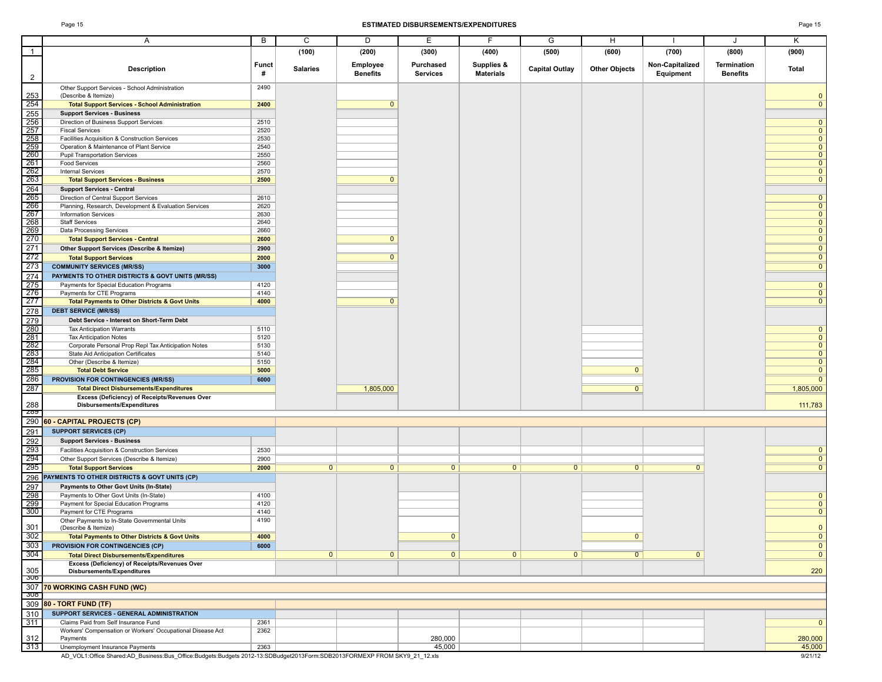**ESTIMATED DISBURSEMENTS/EXPENDITURES**

| | A | B | C | D | E | F | G | H | I | J | K |
|---|---|---|---|---|---|---|---|---|---|---|---|
| 1 | | | (100) | (200) | (300) | (400) | (500) | (600) | (700) | (800) | (900) |
| 2 | Description | Funct # | Salaries | Employee Benefits | Purchased Services | Supplies & Materials | Capital Outlay | Other Objects | Non-Capitalized Equipment | Termination Benefits | Total |
| 253 | Other Support Services - School Administration (Describe & Itemize) | 2490 | | | | | | | | | 0 |
| 254 | **Total Support Services - School Administration** | **2400** | | 0 | | | | | | | 0 |
| 255 | **Support Services - Business** | | | | | | | | | | |
| 256 | Direction of Business Support Services | 2510 | | | | | | | | | 0 |
| 257 | Fiscal Services | 2520 | | | | | | | | | 0 |
| 258 | Facilities Acquisition & Construction Services | 2530 | | | | | | | | | 0 |
| 259 | Operation & Maintenance of Plant Service | 2540 | | | | | | | | | 0 |
| 260 | Pupil Transportation Services | 2550 | | | | | | | | | 0 |
| 261 | Food Services | 2560 | | | | | | | | | 0 |
| 262 | Internal Services | 2570 | | | | | | | | | 0 |
| 263 | **Total Support Services - Business** | **2500** | | 0 | | | | | | | 0 |
| 264 | **Support Services - Central** | | | | | | | | | | |
| 265 | Direction of Central Support Services | 2610 | | | | | | | | | 0 |
| 266 | Planning, Research, Development & Evaluation Services | 2620 | | | | | | | | | 0 |
| 267 | Information Services | 2630 | | | | | | | | | 0 |
| 268 | Staff Services | 2640 | | | | | | | | | 0 |
| 269 | Data Processing Services | 2660 | | | | | | | | | 0 |
| 270 | **Total Support Services - Central** | **2600** | | 0 | | | | | | | 0 |
| 271 | **Other Support Services (Describe & Itemize)** | **2900** | | | | | | | | | 0 |
| 272 | **Total Support Services** | **2000** | | 0 | | | | | | | 0 |
| 273 | **COMMUNITY SERVICES (MR/SS)** | **3000** | | | | | | | | | 0 |
| 274 | **PAYMENTS TO OTHER DISTRICTS & GOVT UNITS (MR/SS)** | | | | | | | | | | |
| 275 | Payments for Special Education Programs | 4120 | | | | | | | | | 0 |
| 276 | Payments for CTE Programs | 4140 | | | | | | | | | 0 |
| 277 | **Total Payments to Other Districts & Govt Units** | **4000** | | 0 | | | | | | | 0 |
| 278 | **DEBT SERVICE (MR/SS)** | | | | | | | | | | |
| 279 | **Debt Service - Interest on Short-Term Debt** | | | | | | | | | | |
| 280 | Tax Anticipation Warrants | 5110 | | | | | | | | | 0 |
| 281 | Tax Anticipation Notes | 5120 | | | | | | | | | 0 |
| 282 | Corporate Personal Prop Repl Tax Anticipation Notes | 5130 | | | | | | | | | 0 |
| 283 | State Aid Anticipation Certificates | 5140 | | | | | | | | | 0 |
| 284 | Other (Describe & Itemize) | 5150 | | | | | | | | | 0 |
| 285 | **Total Debt Service** | **5000** | | | | | | 0 | | | 0 |
| 286 | **PROVISION FOR CONTINGENCIES (MR/SS)** | **6000** | | | | | | | | | 0 |
| 287 | **Total Direct Disbursements/Expenditures** | | | 1,805,000 | | | | 0 | | | 1,805,000 |
| 288 | **Excess (Deficiency) of Receipts/Revenues Over Disbursements/Expenditures** | | | | | | | | | | 111,783 |
| 290 | **60 - CAPITAL PROJECTS (CP)** | | | | | | | | | | |
| 291 | **SUPPORT SERVICES (CP)** | | | | | | | | | | |
| 292 | **Support Services - Business** | | | | | | | | | | |
| 293 | Facilities Acquisition & Construction Services | 2530 | | | | | | | | | 0 |
| 294 | Other Support Services (Describe & Itemize) | 2900 | | | | | | | | | 0 |
| 295 | **Total Support Services** | **2000** | 0 | 0 | 0 | 0 | 0 | 0 | 0 | | 0 |
| 296 | **PAYMENTS TO OTHER DISTRICTS & GOVT UNITS (CP)** | | | | | | | | | | |
| 297 | **Payments to Other Govt Units (In-State)** | | | | | | | | | | |
| 298 | Payments to Other Govt Units (In-State) | 4100 | | | | | | | | | 0 |
| 299 | Payment for Special Education Programs | 4120 | | | | | | | | | 0 |
| 300 | Payment for CTE Programs | 4140 | | | | | | | | | 0 |
| 301 | Other Payments to In-State Governmental Units (Describe & Itemize) | 4190 | | | | | | | | | 0 |
| 302 | **Total Payments to Other Districts & Govt Units** | **4000** | | | 0 | | | 0 | | | 0 |
| 303 | **PROVISION FOR CONTINGENCIES (CP)** | **6000** | | | | | | | | | 0 |
| 304 | **Total Direct Disbursements/Expenditures** | | 0 | 0 | 0 | 0 | 0 | 0 | 0 | | 0 |
| 305 | **Excess (Deficiency) of Receipts/Revenues Over Disbursements/Expenditures** | | | | | | | | | | 220 |
| 307 | **70 WORKING CASH FUND (WC)** | | | | | | | | | | |
| 309 | **80 - TORT FUND (TF)** | | | | | | | | | | |
| 310 | **SUPPORT SERVICES - GENERAL ADMINISTRATION** | | | | | | | | | | |
| 311 | Claims Paid from Self Insurance Fund | 2361 | | | | | | | | | 0 |
| 312 | Workers' Compensation or Workers' Occupational Disease Act Payments | 2362 | | | 280,000 | | | | | | 280,000 |
| 313 | Unemployment Insurance Payments | 2363 | | | 45,000 | | | | | | 45,000 |

AD_VOL1:Office Shared:AD_Business:Bus_Office:Budgets:Budgets 2012-13:SDBudget2013Form:SDB2013FORMEXP FROM SKY9_21_12.xls 9/21/12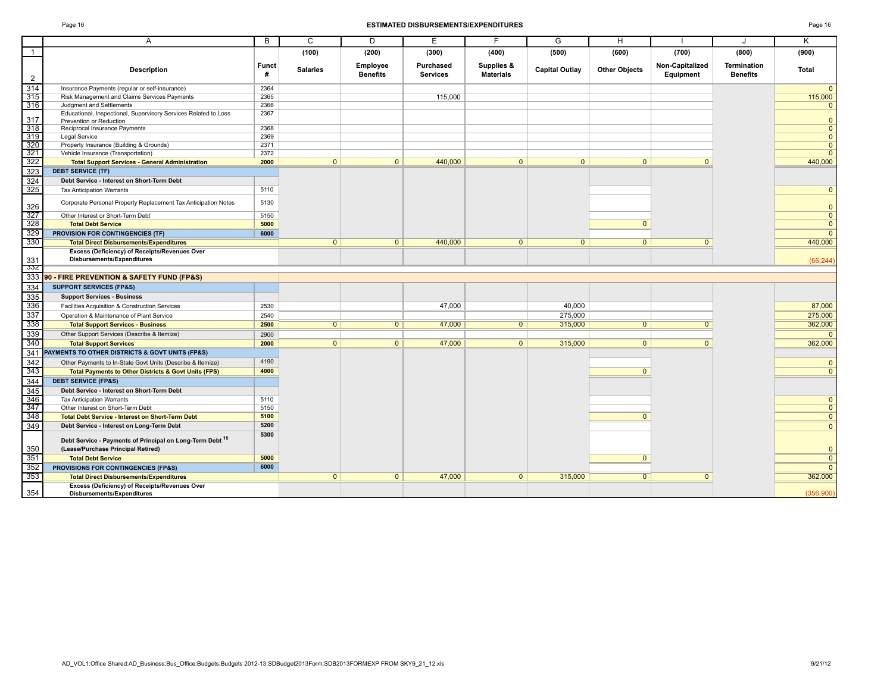## ESTIMATED DISBURSEMENTS/EXPENDITURES

| | A | B | C | D | E | F | G | H | I | J | K |
|---|---|---|---|---|---|---|---|---|---|---|---|
| 1 | | | (100) | (200) | (300) | (400) | (500) | (600) | (700) | (800) | (900) |
| 2 | **Description** | **Funct #** | **Salaries** | **Employee Benefits** | **Purchased Services** | **Supplies & Materials** | **Capital Outlay** | **Other Objects** | **Non-Capitalized Equipment** | **Termination Benefits** | **Total** |
| 314 | Insurance Payments (regular or self-insurance) | 2364 | | | | | | | | | 0 |
| 315 | Risk Management and Claims Services Payments | 2365 | | | 115,000 | | | | | | 115,000 |
| 316 | Judgment and Settlements | 2366 | | | | | | | | | 0 |
| 317 | Educational, Inspectional, Supervisory Services Related to Loss Prevention or Reduction | 2367 | | | | | | | | | 0 |
| 318 | Reciprocal Insurance Payments | 2368 | | | | | | | | | 0 |
| 319 | Legal Service | 2369 | | | | | | | | | 0 |
| 320 | Property Insurance (Building & Grounds) | 2371 | | | | | | | | | 0 |
| 321 | Vehicle Insurance (Transportation) | 2372 | | | | | | | | | 0 |
| 322 | **Total Support Services - General Administration** | **2000** | 0 | 0 | 440,000 | 0 | 0 | 0 | 0 | | 440,000 |
| 323 | **DEBT SERVICE (TF)** | | | | | | | | | | |
| 324 | **Debt Service - Interest on Short-Term Debt** | | | | | | | | | | |
| 325 | Tax Anticipation Warrants | 5110 | | | | | | | | | 0 |
| 326 | Corporate Personal Property Replacement Tax Anticipation Notes | 5130 | | | | | | | | | 0 |
| 327 | Other Interest or Short-Term Debt | 5150 | | | | | | | | | 0 |
| 328 | **Total Debt Service** | **5000** | | | | | | 0 | | | 0 |
| 329 | **PROVISION FOR CONTINGENCIES (TF)** | **6000** | | | | | | | | | 0 |
| 330 | **Total Direct Disbursements/Expenditures** | | 0 | 0 | 440,000 | 0 | 0 | 0 | 0 | | 440,000 |
| 331 | **Excess (Deficiency) of Receipts/Revenues Over Disbursements/Expenditures** | | | | | | | | | | (66,244) |
| 332 | | | | | | | | | | | |
| 333 | **90 - FIRE PREVENTION & SAFETY FUND (FP&S)** | | | | | | | | | | |
| 334 | **SUPPORT SERVICES (FP&S)** | | | | | | | | | | |
| 335 | **Support Services - Business** | | | | | | | | | | |
| 336 | Facilities Acquisition & Construction Services | 2530 | | | 47,000 | | 40,000 | | | | 87,000 |
| 337 | Operation & Maintenance of Plant Service | 2540 | | | | | 275,000 | | | | 275,000 |
| 338 | **Total Support Services - Business** | **2500** | 0 | 0 | 47,000 | 0 | 315,000 | 0 | 0 | | 362,000 |
| 339 | Other Support Services (Describe & Itemize) | 2900 | | | | | | | | | 0 |
| 340 | **Total Support Services** | **2000** | 0 | 0 | 47,000 | 0 | 315,000 | 0 | 0 | | 362,000 |
| 341 | **PAYMENTS TO OTHER DISTRICTS & GOVT UNITS (FP&S)** | | | | | | | | | | |
| 342 | Other Payments to In-State Govt Units (Describe & Itemize) | 4190 | | | | | | | | | 0 |
| 343 | **Total Payments to Other Districts & Govt Units (FPS)** | **4000** | | | | | | 0 | | | 0 |
| 344 | **DEBT SERVICE (FP&S)** | | | | | | | | | | |
| 345 | **Debt Service - Interest on Short-Term Debt** | | | | | | | | | | |
| 346 | Tax Anticipation Warrants | 5110 | | | | | | | | | 0 |
| 347 | Other Interest on Short-Term Debt | 5150 | | | | | | | | | 0 |
| 348 | **Total Debt Service - Interest on Short-Term Debt** | **5100** | | | | | | 0 | | | 0 |
| 349 | **Debt Service - Interest on Long-Term Debt** | **5200** | | | | | | | | | 0 |
| 350 | **Debt Service - Payments of Principal on Long-Term Debt [15] (Lease/Purchase Principal Retired)** | **5300** | | | | | | | | | 0 |
| 351 | **Total Debt Service** | **5000** | | | | | | 0 | | | 0 |
| 352 | **PROVISIONS FOR CONTINGENCIES (FP&S)** | **6000** | | | | | | | | | 0 |
| 353 | **Total Direct Disbursements/Expenditures** | | 0 | 0 | 47,000 | 0 | 315,000 | 0 | 0 | | 362,000 |
| 354 | **Excess (Deficiency) of Receipts/Revenues Over Disbursements/Expenditures** | | | | | | | | | | (356,900) |

AD_VOL1:Office Shared:AD_Business:Bus_Office:Budgets:Budgets 2012-13:SDBudget2013Form:SDB2013FORMEXP FROM SKY9_21_12.xls 9/21/12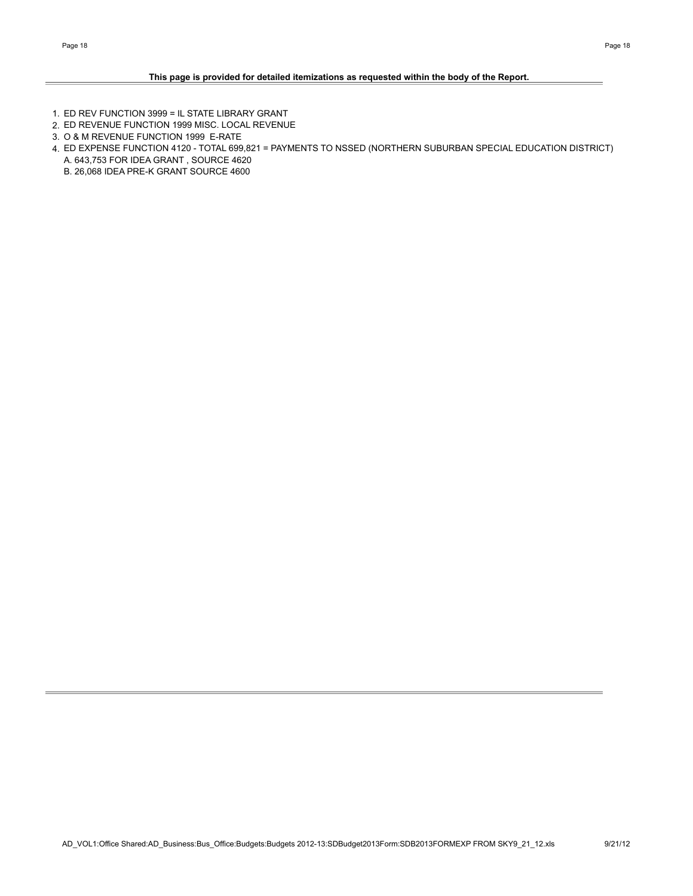**This page is provided for detailed itemizations as requested within the body of the Report.**

1. ED REV FUNCTION 3999 = IL STATE LIBRARY GRANT
2. ED REVENUE FUNCTION 1999 MISC. LOCAL REVENUE
3. O & M REVENUE FUNCTION 1999 E-RATE
4. ED EXPENSE FUNCTION 4120 - TOTAL 699,821 = PAYMENTS TO NSSED (NORTHERN SUBURBAN SPECIAL EDUCATION DISTRICT)
   A. 643,753 FOR IDEA GRANT , SOURCE 4620
   B. 26,068 IDEA PRE-K GRANT SOURCE 4600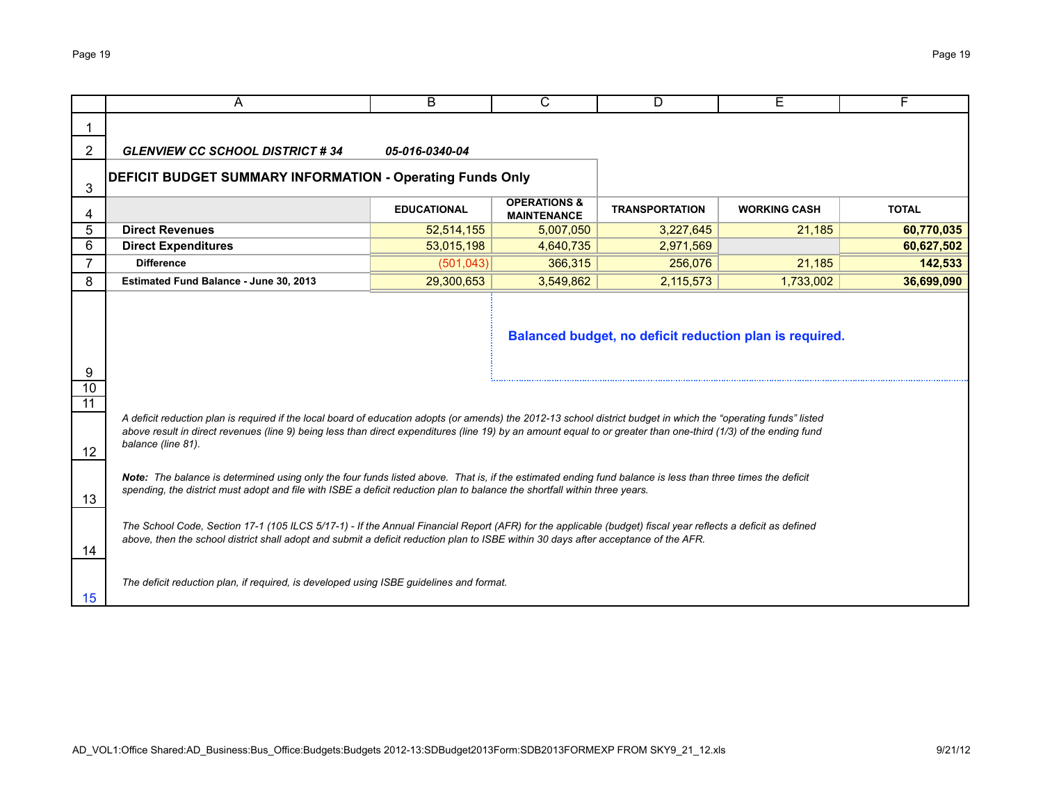**GLENVIEW CC SCHOOL DISTRICT # 34** **05-016-0340-04**

## DEFICIT BUDGET SUMMARY INFORMATION - Operating Funds Only

| | EDUCATIONAL | OPERATIONS & MAINTENANCE | TRANSPORTATION | WORKING CASH | TOTAL |
|---|---|---|---|---|---|
| **Direct Revenues** | 52,514,155 | 5,007,050 | 3,227,645 | 21,185 | **60,770,035** |
| **Direct Expenditures** | 53,015,198 | 4,640,735 | 2,971,569 | | **60,627,502** |
| **Difference** | (501,043) | 366,315 | 256,076 | 21,185 | **142,533** |
| **Estimated Fund Balance - June 30, 2013** | 29,300,653 | 3,549,862 | 2,115,573 | 1,733,002 | **36,699,090** |

**Balanced budget, no deficit reduction plan is required.**

*A deficit reduction plan is required if the local board of education adopts (or amends) the 2012-13 school district budget in which the "operating funds" listed above result in direct revenues (line 9) being less than direct expenditures (line 19) by an amount equal to or greater than one-third (1/3) of the ending fund balance (line 81).*

***Note:*** *The balance is determined using only the four funds listed above. That is, if the estimated ending fund balance is less than three times the deficit spending, the district must adopt and file with ISBE a deficit reduction plan to balance the shortfall within three years.*

*The School Code, Section 17-1 (105 ILCS 5/17-1) - If the Annual Financial Report (AFR) for the applicable (budget) fiscal year reflects a deficit as defined above, then the school district shall adopt and submit a deficit reduction plan to ISBE within 30 days after acceptance of the AFR.*

*The deficit reduction plan, if required, is developed using ISBE guidelines and format.*

AD_VOL1:Office Shared:AD_Business:Bus_Office:Budgets:Budgets 2012-13:SDBudget2013Form:SDB2013FORMEXP FROM SKY9_21_12.xls 9/21/12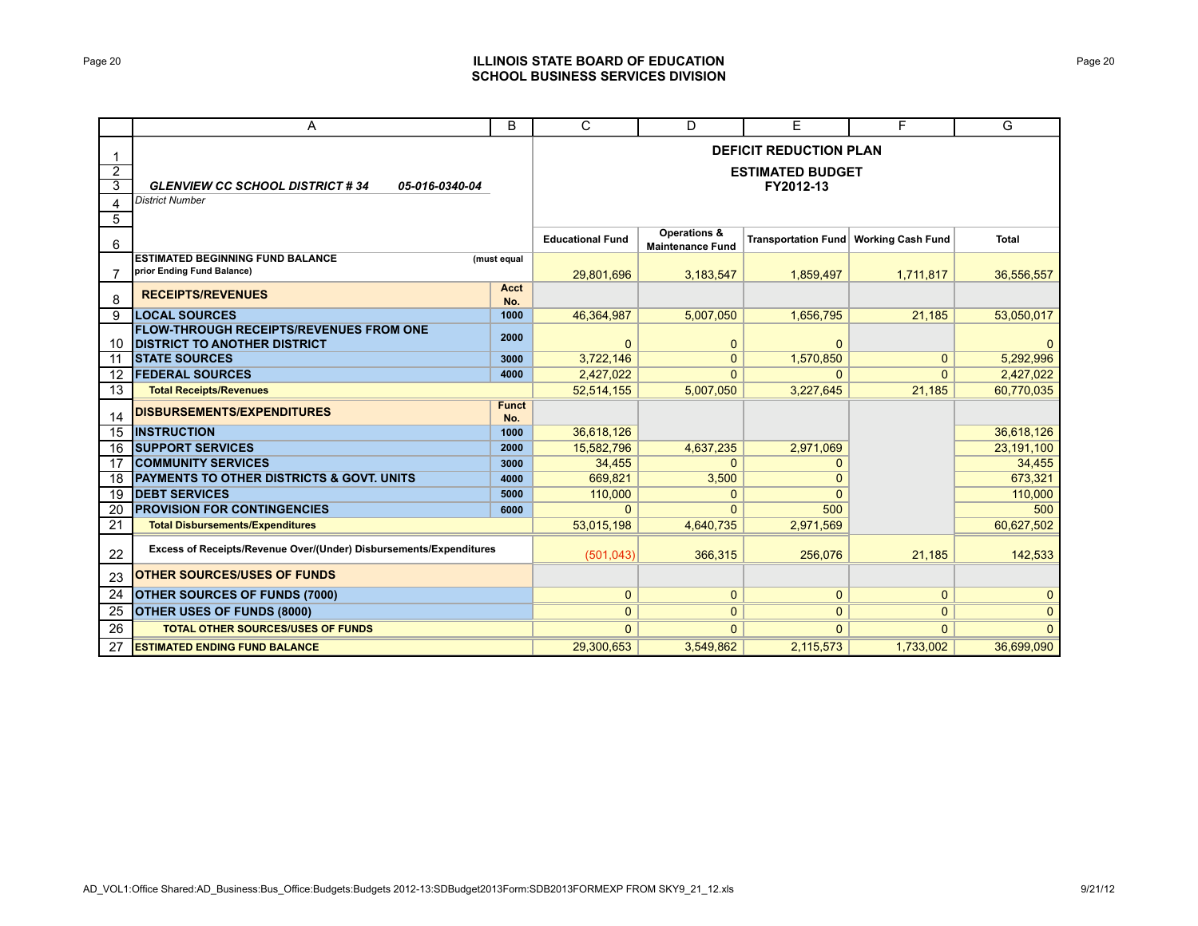**ILLINOIS STATE BOARD OF EDUCATION**
**SCHOOL BUSINESS SERVICES DIVISION**

| | A | B | C | D | E | F | G |
|---|---|---|---|---|---|---|---|
| 1 | | | **DEFICIT REDUCTION PLAN** | | | | |
| 2 | | | **ESTIMATED BUDGET** | | | | |
| 3 | ***GLENVIEW CC SCHOOL DISTRICT # 34*** ***05-016-0340-04*** | | **FY2012-13** | | | | |
| 4 | *District Number* | | | | | | |
| 5 | | | | | | | |
| 6 | | | **Educational Fund** | **Operations & Maintenance Fund** | **Transportation Fund** | **Working Cash Fund** | **Total** |
| 7 | **ESTIMATED BEGINNING FUND BALANCE prior Ending Fund Balance)** | **(must equal** | 29,801,696 | 3,183,547 | 1,859,497 | 1,711,817 | 36,556,557 |
| 8 | **RECEIPTS/REVENUES** | **Acct No.** | | | | | |
| 9 | **LOCAL SOURCES** | **1000** | 46,364,987 | 5,007,050 | 1,656,795 | 21,185 | 53,050,017 |
| 10 | **FLOW-THROUGH RECEIPTS/REVENUES FROM ONE DISTRICT TO ANOTHER DISTRICT** | **2000** | 0 | 0 | 0 | | 0 |
| 11 | **STATE SOURCES** | **3000** | 3,722,146 | 0 | 1,570,850 | 0 | 5,292,996 |
| 12 | **FEDERAL SOURCES** | **4000** | 2,427,022 | 0 | 0 | 0 | 2,427,022 |
| 13 | **Total Receipts/Revenues** | | 52,514,155 | 5,007,050 | 3,227,645 | 21,185 | 60,770,035 |
| 14 | **DISBURSEMENTS/EXPENDITURES** | **Funct No.** | | | | | |
| 15 | **INSTRUCTION** | **1000** | 36,618,126 | | | | 36,618,126 |
| 16 | **SUPPORT SERVICES** | **2000** | 15,582,796 | 4,637,235 | 2,971,069 | | 23,191,100 |
| 17 | **COMMUNITY SERVICES** | **3000** | 34,455 | 0 | 0 | | 34,455 |
| 18 | **PAYMENTS TO OTHER DISTRICTS & GOVT. UNITS** | **4000** | 669,821 | 3,500 | 0 | | 673,321 |
| 19 | **DEBT SERVICES** | **5000** | 110,000 | 0 | 0 | | 110,000 |
| 20 | **PROVISION FOR CONTINGENCIES** | **6000** | 0 | 0 | 500 | | 500 |
| 21 | **Total Disbursements/Expenditures** | | 53,015,198 | 4,640,735 | 2,971,569 | | 60,627,502 |
| 22 | **Excess of Receipts/Revenue Over/(Under) Disbursements/Expenditures** | | (501,043) | 366,315 | 256,076 | 21,185 | 142,533 |
| 23 | **OTHER SOURCES/USES OF FUNDS** | | | | | | |
| 24 | **OTHER SOURCES OF FUNDS (7000)** | | 0 | 0 | 0 | 0 | 0 |
| 25 | **OTHER USES OF FUNDS (8000)** | | 0 | 0 | 0 | 0 | 0 |
| 26 | **TOTAL OTHER SOURCES/USES OF FUNDS** | | 0 | 0 | 0 | 0 | 0 |
| 27 | **ESTIMATED ENDING FUND BALANCE** | | 29,300,653 | 3,549,862 | 2,115,573 | 1,733,002 | 36,699,090 |

AD_VOL1:Office Shared:AD_Business:Bus_Office:Budgets:Budgets 2012-13:SDBudget2013Form:SDB2013FORMEXP FROM SKY9_21_12.xls 9/21/12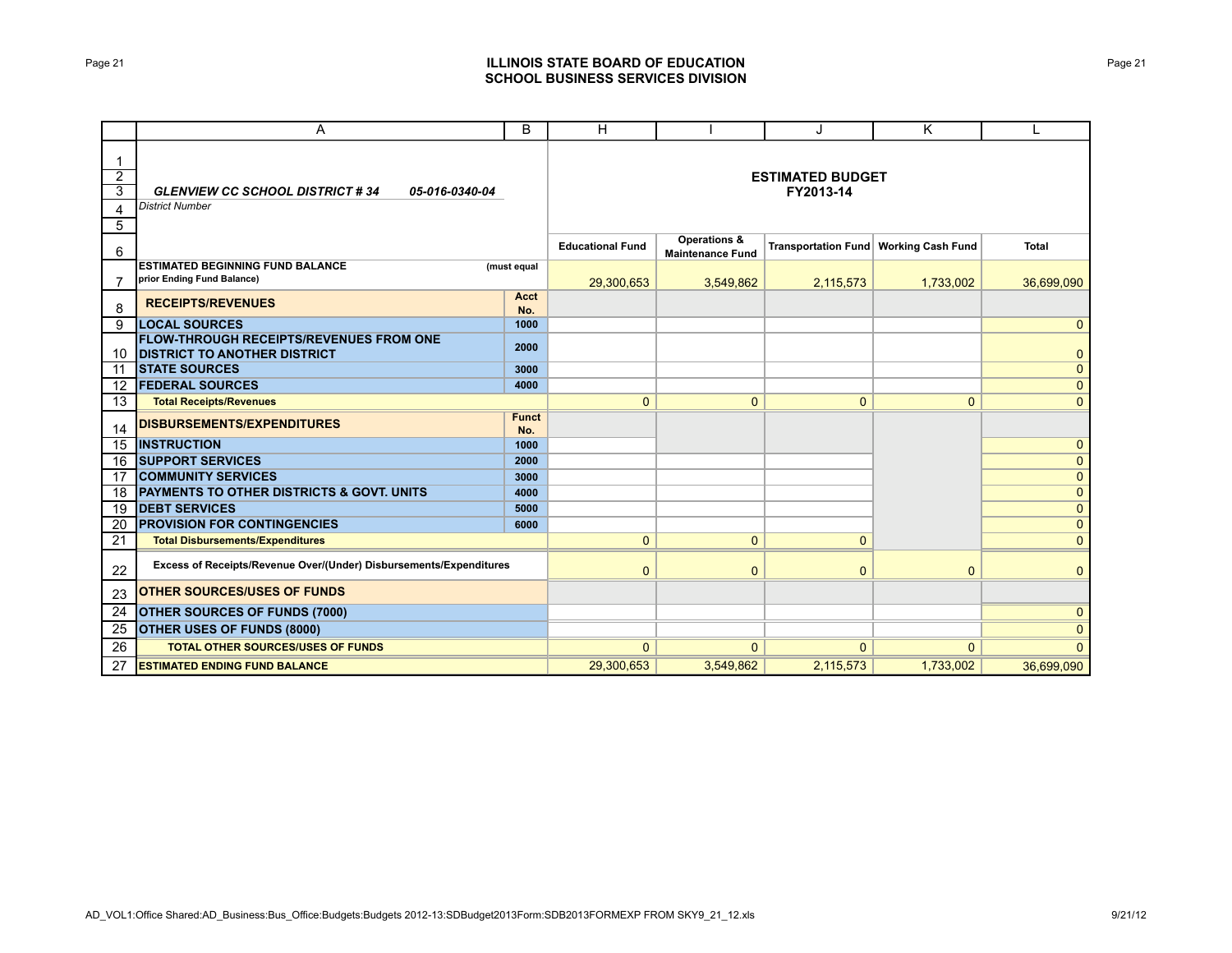## ILLINOIS STATE BOARD OF EDUCATION
## SCHOOL BUSINESS SERVICES DIVISION

| | A | B | H | I | J | K | L |
|---|---|---|---|---|---|---|---|
| 1 | | | | | | | |
| 2 | | | **ESTIMATED BUDGET** | | | | |
| 3 | ***GLENVIEW CC SCHOOL DISTRICT # 34 05-016-0340-04*** | | **FY2013-14** | | | | |
| 4 | *District Number* | | | | | | |
| 5 | | | | | | | |
| 6 | | | **Educational Fund** | **Operations & Maintenance Fund** | **Transportation Fund** | **Working Cash Fund** | **Total** |
| 7 | **ESTIMATED BEGINNING FUND BALANCE prior Ending Fund Balance)** | **(must equal** | 29,300,653 | 3,549,862 | 2,115,573 | 1,733,002 | 36,699,090 |
| 8 | **RECEIPTS/REVENUES** | **Acct No.** | | | | | |
| 9 | **LOCAL SOURCES** | **1000** | | | | | 0 |
| 10 | **FLOW-THROUGH RECEIPTS/REVENUES FROM ONE DISTRICT TO ANOTHER DISTRICT** | **2000** | | | | | 0 |
| 11 | **STATE SOURCES** | **3000** | | | | | 0 |
| 12 | **FEDERAL SOURCES** | **4000** | | | | | 0 |
| 13 | **Total Receipts/Revenues** | | 0 | 0 | 0 | 0 | 0 |
| 14 | **DISBURSEMENTS/EXPENDITURES** | **Funct No.** | | | | | |
| 15 | **INSTRUCTION** | **1000** | | | | | 0 |
| 16 | **SUPPORT SERVICES** | **2000** | | | | | 0 |
| 17 | **COMMUNITY SERVICES** | **3000** | | | | | 0 |
| 18 | **PAYMENTS TO OTHER DISTRICTS & GOVT. UNITS** | **4000** | | | | | 0 |
| 19 | **DEBT SERVICES** | **5000** | | | | | 0 |
| 20 | **PROVISION FOR CONTINGENCIES** | **6000** | | | | | 0 |
| 21 | **Total Disbursements/Expenditures** | | 0 | 0 | 0 | | 0 |
| 22 | **Excess of Receipts/Revenue Over/(Under) Disbursements/Expenditures** | | 0 | 0 | 0 | 0 | 0 |
| 23 | **OTHER SOURCES/USES OF FUNDS** | | | | | | |
| 24 | **OTHER SOURCES OF FUNDS (7000)** | | | | | | 0 |
| 25 | **OTHER USES OF FUNDS (8000)** | | | | | | 0 |
| 26 | **TOTAL OTHER SOURCES/USES OF FUNDS** | | 0 | 0 | 0 | 0 | 0 |
| 27 | **ESTIMATED ENDING FUND BALANCE** | | 29,300,653 | 3,549,862 | 2,115,573 | 1,733,002 | 36,699,090 |

AD_VOL1:Office Shared:AD_Business:Bus_Office:Budgets:Budgets 2012-13:SDBudget2013Form:SDB2013FORMEXP FROM SKY9_21_12.xls 9/21/12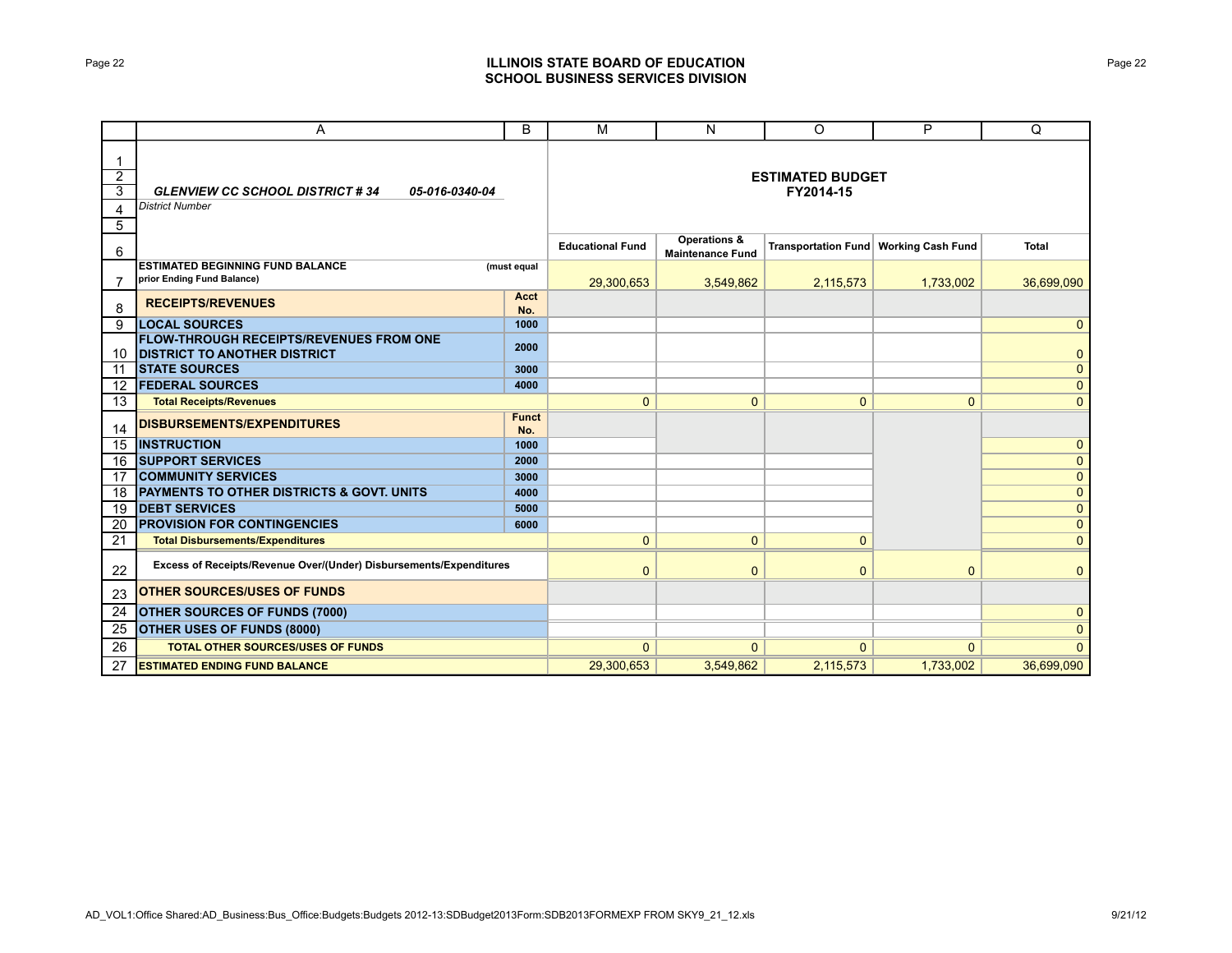# ILLINOIS STATE BOARD OF EDUCATION
## SCHOOL BUSINESS SERVICES DIVISION

| | A | B | M | N | O | P | Q |
|---|---|---|---|---|---|---|---|
| 1-5 | ***GLENVIEW CC SCHOOL DISTRICT # 34*** ***05-016-0340-04*** *District Number* | | **ESTIMATED BUDGET FY2014-15** | | | | |
| 6 | | | **Educational Fund** | **Operations & Maintenance Fund** | **Transportation Fund** | **Working Cash Fund** | **Total** |
| 7 | **ESTIMATED BEGINNING FUND BALANCE prior Ending Fund Balance)** | **(must equal** | 29,300,653 | 3,549,862 | 2,115,573 | 1,733,002 | 36,699,090 |
| 8 | **RECEIPTS/REVENUES** | **Acct No.** | | | | | |
| 9 | **LOCAL SOURCES** | **1000** | | | | | 0 |
| 10 | **FLOW-THROUGH RECEIPTS/REVENUES FROM ONE DISTRICT TO ANOTHER DISTRICT** | **2000** | | | | | 0 |
| 11 | **STATE SOURCES** | **3000** | | | | | 0 |
| 12 | **FEDERAL SOURCES** | **4000** | | | | | 0 |
| 13 | **Total Receipts/Revenues** | | 0 | 0 | 0 | 0 | 0 |
| 14 | **DISBURSEMENTS/EXPENDITURES** | **Funct No.** | | | | | |
| 15 | **INSTRUCTION** | **1000** | | | | | 0 |
| 16 | **SUPPORT SERVICES** | **2000** | | | | | 0 |
| 17 | **COMMUNITY SERVICES** | **3000** | | | | | 0 |
| 18 | **PAYMENTS TO OTHER DISTRICTS & GOVT. UNITS** | **4000** | | | | | 0 |
| 19 | **DEBT SERVICES** | **5000** | | | | | 0 |
| 20 | **PROVISION FOR CONTINGENCIES** | **6000** | | | | | 0 |
| 21 | **Total Disbursements/Expenditures** | | 0 | 0 | 0 | | 0 |
| 22 | **Excess of Receipts/Revenue Over/(Under) Disbursements/Expenditures** | | 0 | 0 | 0 | 0 | 0 |
| 23 | **OTHER SOURCES/USES OF FUNDS** | | | | | | |
| 24 | **OTHER SOURCES OF FUNDS (7000)** | | | | | | 0 |
| 25 | **OTHER USES OF FUNDS (8000)** | | | | | | 0 |
| 26 | **TOTAL OTHER SOURCES/USES OF FUNDS** | | 0 | 0 | 0 | 0 | 0 |
| 27 | **ESTIMATED ENDING FUND BALANCE** | | 29,300,653 | 3,549,862 | 2,115,573 | 1,733,002 | 36,699,090 |

AD_VOL1:Office Shared:AD_Business:Bus_Office:Budgets:Budgets 2012-13:SDBudget2013Form:SDB2013FORMEXP FROM SKY9_21_12.xls 9/21/12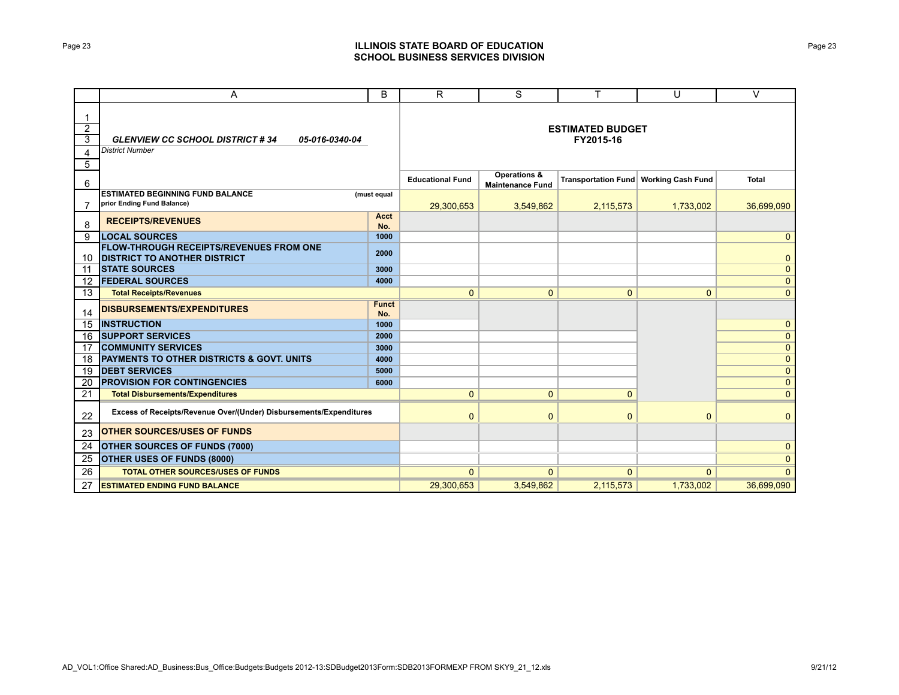# ILLINOIS STATE BOARD OF EDUCATION
## SCHOOL BUSINESS SERVICES DIVISION

| | A | B | R | S | T | U | V |
|---|---|---|---|---|---|---|---|
| 1-5 | ***GLENVIEW CC SCHOOL DISTRICT # 34*** ***05-016-0340-04*** *District Number* | | **ESTIMATED BUDGET FY2015-16** | | | | |
| 6 | | | **Educational Fund** | **Operations & Maintenance Fund** | **Transportation Fund** | **Working Cash Fund** | **Total** |
| 7 | **ESTIMATED BEGINNING FUND BALANCE prior Ending Fund Balance)** | **(must equal** | 29,300,653 | 3,549,862 | 2,115,573 | 1,733,002 | 36,699,090 |
| 8 | **RECEIPTS/REVENUES** | **Acct No.** | | | | | |
| 9 | **LOCAL SOURCES** | **1000** | | | | | 0 |
| 10 | **FLOW-THROUGH RECEIPTS/REVENUES FROM ONE DISTRICT TO ANOTHER DISTRICT** | **2000** | | | | | 0 |
| 11 | **STATE SOURCES** | **3000** | | | | | 0 |
| 12 | **FEDERAL SOURCES** | **4000** | | | | | 0 |
| 13 | **Total Receipts/Revenues** | | 0 | 0 | 0 | 0 | 0 |
| 14 | **DISBURSEMENTS/EXPENDITURES** | **Funct No.** | | | | | |
| 15 | **INSTRUCTION** | **1000** | | | | | 0 |
| 16 | **SUPPORT SERVICES** | **2000** | | | | | 0 |
| 17 | **COMMUNITY SERVICES** | **3000** | | | | | 0 |
| 18 | **PAYMENTS TO OTHER DISTRICTS & GOVT. UNITS** | **4000** | | | | | 0 |
| 19 | **DEBT SERVICES** | **5000** | | | | | 0 |
| 20 | **PROVISION FOR CONTINGENCIES** | **6000** | | | | | 0 |
| 21 | **Total Disbursements/Expenditures** | | 0 | 0 | 0 | | 0 |
| 22 | **Excess of Receipts/Revenue Over/(Under) Disbursements/Expenditures** | | 0 | 0 | 0 | 0 | 0 |
| 23 | **OTHER SOURCES/USES OF FUNDS** | | | | | | |
| 24 | **OTHER SOURCES OF FUNDS (7000)** | | | | | | 0 |
| 25 | **OTHER USES OF FUNDS (8000)** | | | | | | 0 |
| 26 | **TOTAL OTHER SOURCES/USES OF FUNDS** | | 0 | 0 | 0 | 0 | 0 |
| 27 | **ESTIMATED ENDING FUND BALANCE** | | 29,300,653 | 3,549,862 | 2,115,573 | 1,733,002 | 36,699,090 |

AD_VOL1:Office Shared:AD_Business:Bus_Office:Budgets:Budgets 2012-13:SDBudget2013Form:SDB2013FORMEXP FROM SKY9_21_12.xls 9/21/12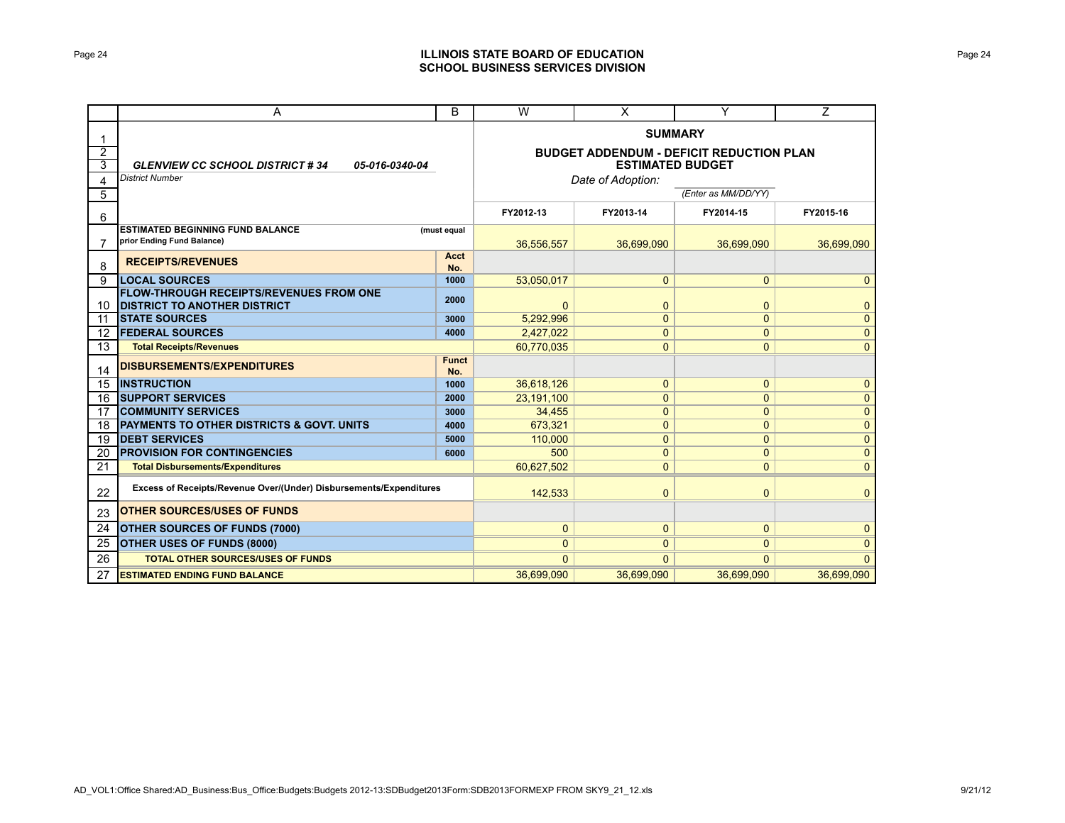# ILLINOIS STATE BOARD OF EDUCATION
## SCHOOL BUSINESS SERVICES DIVISION

| | A | B | W | X | Y | Z |
|---|---|---|---|---|---|---|
| 1 | | | **SUMMARY** | | | |
| 2 | | | **BUDGET ADDENDUM - DEFICIT REDUCTION PLAN** | | | |
| 3 | ***GLENVIEW CC SCHOOL DISTRICT # 34*** ***05-016-0340-04*** | | **ESTIMATED BUDGET** | | | |
| 4 | *District Number* | | *Date of Adoption:* | | | |
| 5 | | | | | *(Enter as MM/DD/YY)* | |
| 6 | | | **FY2012-13** | **FY2013-14** | **FY2014-15** | **FY2015-16** |
| 7 | **ESTIMATED BEGINNING FUND BALANCE (must equal prior Ending Fund Balance)** | | 36,556,557 | 36,699,090 | 36,699,090 | 36,699,090 |
| 8 | **RECEIPTS/REVENUES** | **Acct No.** | | | | |
| 9 | **LOCAL SOURCES** | **1000** | 53,050,017 | 0 | 0 | 0 |
| 10 | **FLOW-THROUGH RECEIPTS/REVENUES FROM ONE DISTRICT TO ANOTHER DISTRICT** | **2000** | 0 | 0 | 0 | 0 |
| 11 | **STATE SOURCES** | **3000** | 5,292,996 | 0 | 0 | 0 |
| 12 | **FEDERAL SOURCES** | **4000** | 2,427,022 | 0 | 0 | 0 |
| 13 | **Total Receipts/Revenues** | | 60,770,035 | 0 | 0 | 0 |
| 14 | **DISBURSEMENTS/EXPENDITURES** | **Funct No.** | | | | |
| 15 | **INSTRUCTION** | **1000** | 36,618,126 | 0 | 0 | 0 |
| 16 | **SUPPORT SERVICES** | **2000** | 23,191,100 | 0 | 0 | 0 |
| 17 | **COMMUNITY SERVICES** | **3000** | 34,455 | 0 | 0 | 0 |
| 18 | **PAYMENTS TO OTHER DISTRICTS & GOVT. UNITS** | **4000** | 673,321 | 0 | 0 | 0 |
| 19 | **DEBT SERVICES** | **5000** | 110,000 | 0 | 0 | 0 |
| 20 | **PROVISION FOR CONTINGENCIES** | **6000** | 500 | 0 | 0 | 0 |
| 21 | **Total Disbursements/Expenditures** | | 60,627,502 | 0 | 0 | 0 |
| 22 | **Excess of Receipts/Revenue Over/(Under) Disbursements/Expenditures** | | 142,533 | 0 | 0 | 0 |
| 23 | **OTHER SOURCES/USES OF FUNDS** | | | | | |
| 24 | **OTHER SOURCES OF FUNDS (7000)** | | 0 | 0 | 0 | 0 |
| 25 | **OTHER USES OF FUNDS (8000)** | | 0 | 0 | 0 | 0 |
| 26 | **TOTAL OTHER SOURCES/USES OF FUNDS** | | 0 | 0 | 0 | 0 |
| 27 | **ESTIMATED ENDING FUND BALANCE** | | 36,699,090 | 36,699,090 | 36,699,090 | 36,699,090 |

AD_VOL1:Office Shared:AD_Business:Bus_Office:Budgets:Budgets 2012-13:SDBudget2013Form:SDB2013FORMEXP FROM SKY9_21_12.xls 9/21/12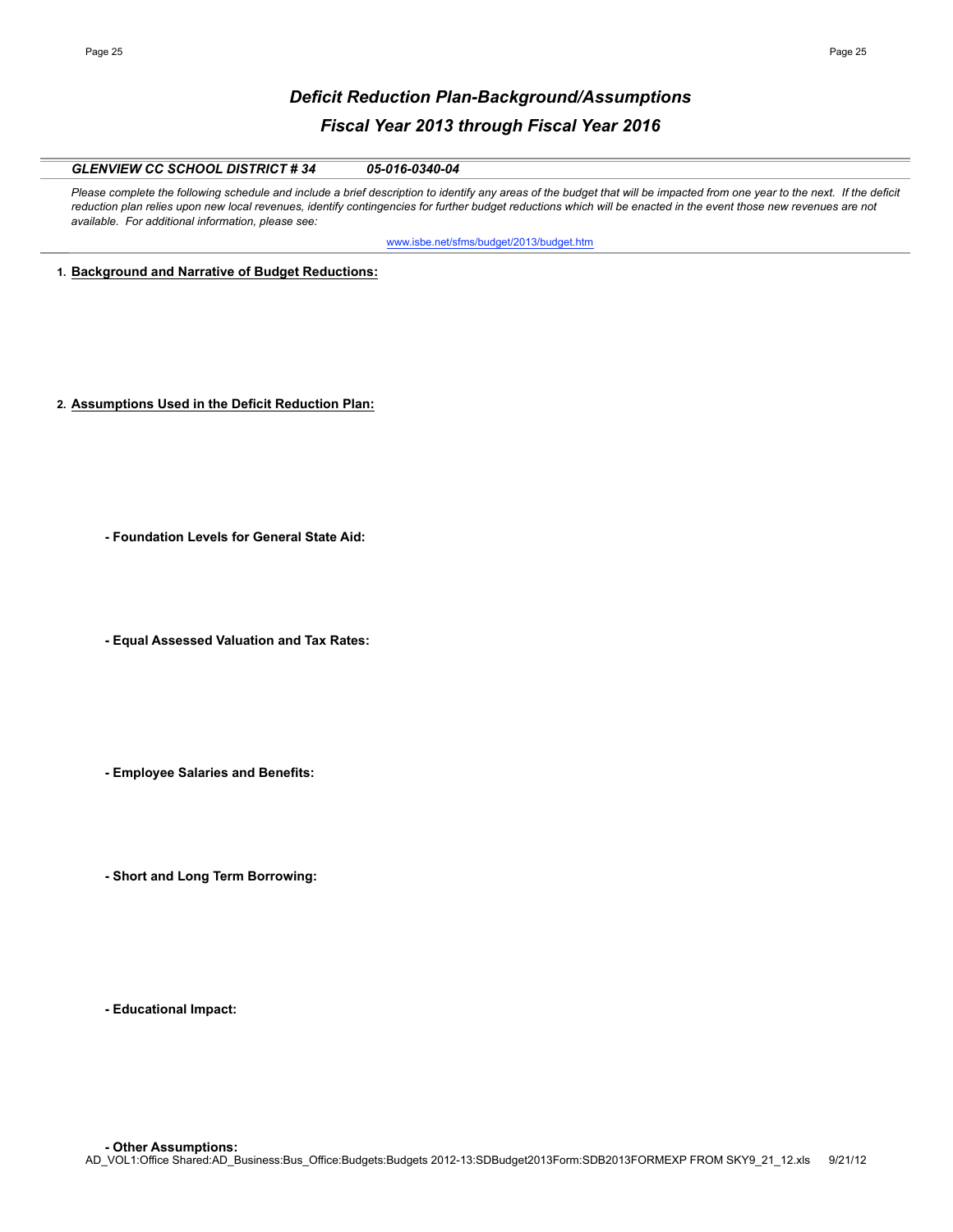# *Deficit Reduction Plan-Background/Assumptions*

## *Fiscal Year 2013 through Fiscal Year 2016*

***GLENVIEW CC SCHOOL DISTRICT # 34*** ***05-016-0340-04***

*Please complete the following schedule and include a brief description to identify any areas of the budget that will be impacted from one year to the next. If the deficit reduction plan relies upon new local revenues, identify contingencies for further budget reductions which will be enacted in the event those new revenues are not available. For additional information, please see:*

www.isbe.net/sfms/budget/2013/budget.htm

1. **Background and Narrative of Budget Reductions:**

2. **Assumptions Used in the Deficit Reduction Plan:**

**- Foundation Levels for General State Aid:**

**- Equal Assessed Valuation and Tax Rates:**

**- Employee Salaries and Benefits:**

**- Short and Long Term Borrowing:**

**- Educational Impact:**

**- Other Assumptions:**

AD_VOL1:Office Shared:AD_Business:Bus_Office:Budgets:Budgets 2012-13:SDBudget2013Form:SDB2013FORMEXP FROM SKY9_21_12.xls 9/21/12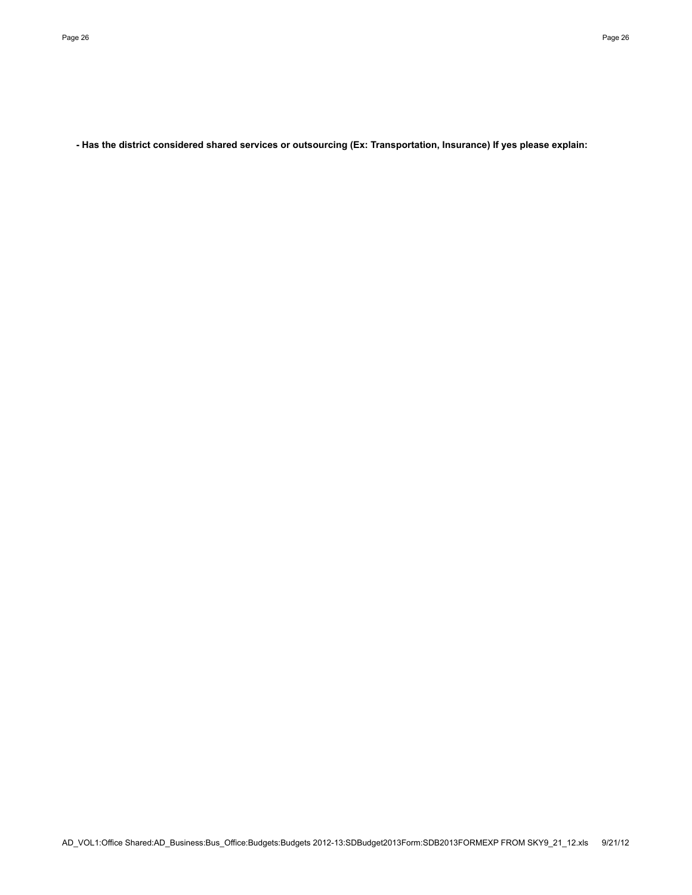**- Has the district considered shared services or outsourcing (Ex: Transportation, Insurance) If yes please explain:**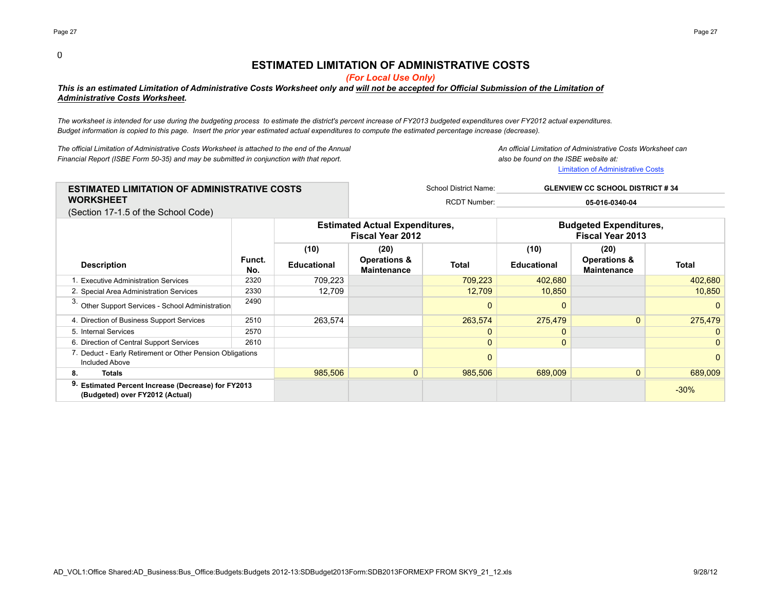0

# ESTIMATED LIMITATION OF ADMINISTRATIVE COSTS

*(For Local Use Only)*

***This is an estimated Limitation of Administrative Costs Worksheet only and will not be accepted for Official Submission of the Limitation of Administrative Costs Worksheet.***

*The worksheet is intended for use during the budgeting process to estimate the district's percent increase of FY2013 budgeted expenditures over FY2012 actual expenditures. Budget information is copied to this page. Insert the prior year estimated actual expenditures to compute the estimated percentage increase (decrease).*

*The official Limitation of Administrative Costs Worksheet is attached to the end of the Annual Financial Report (ISBE Form 50-35) and may be submitted in conjunction with that report.*

*An official Limitation of Administrative Costs Worksheet can also be found on the ISBE website at:*
Limitation of Administrative Costs

**ESTIMATED LIMITATION OF ADMINISTRATIVE COSTS WORKSHEET**
(Section 17-1.5 of the School Code)

School District Name: **GLENVIEW CC SCHOOL DISTRICT # 34**
RCDT Number: **05-016-0340-04**

| Description | Funct. No. | Estimated Actual Expenditures, Fiscal Year 2012 | | | Budgeted Expenditures, Fiscal Year 2013 | | |
|---|---|---|---|---|---|---|---|
| | | (10) Educational | (20) Operations & Maintenance | Total | (10) Educational | (20) Operations & Maintenance | Total |
| 1. Executive Administration Services | 2320 | 709,223 | | 709,223 | 402,680 | | 402,680 |
| 2. Special Area Administration Services | 2330 | 12,709 | | 12,709 | 10,850 | | 10,850 |
| 3. Other Support Services - School Administration | 2490 | | | 0 | 0 | | 0 |
| 4. Direction of Business Support Services | 2510 | 263,574 | | 263,574 | 275,479 | 0 | 275,479 |
| 5. Internal Services | 2570 | | | 0 | 0 | | 0 |
| 6. Direction of Central Support Services | 2610 | | | 0 | 0 | | 0 |
| 7. Deduct - Early Retirement or Other Pension Obligations Included Above | | | | 0 | | | 0 |
| **8. Totals** | | 985,506 | 0 | 985,506 | 689,009 | 0 | 689,009 |
| **9. Estimated Percent Increase (Decrease) for FY2013 (Budgeted) over FY2012 (Actual)** | | | | | | | -30% |

AD_VOL1:Office Shared:AD_Business:Bus_Office:Budgets:Budgets 2012-13:SDBudget2013Form:SDB2013FORMEXP FROM SKY9_21_12.xls 9/28/12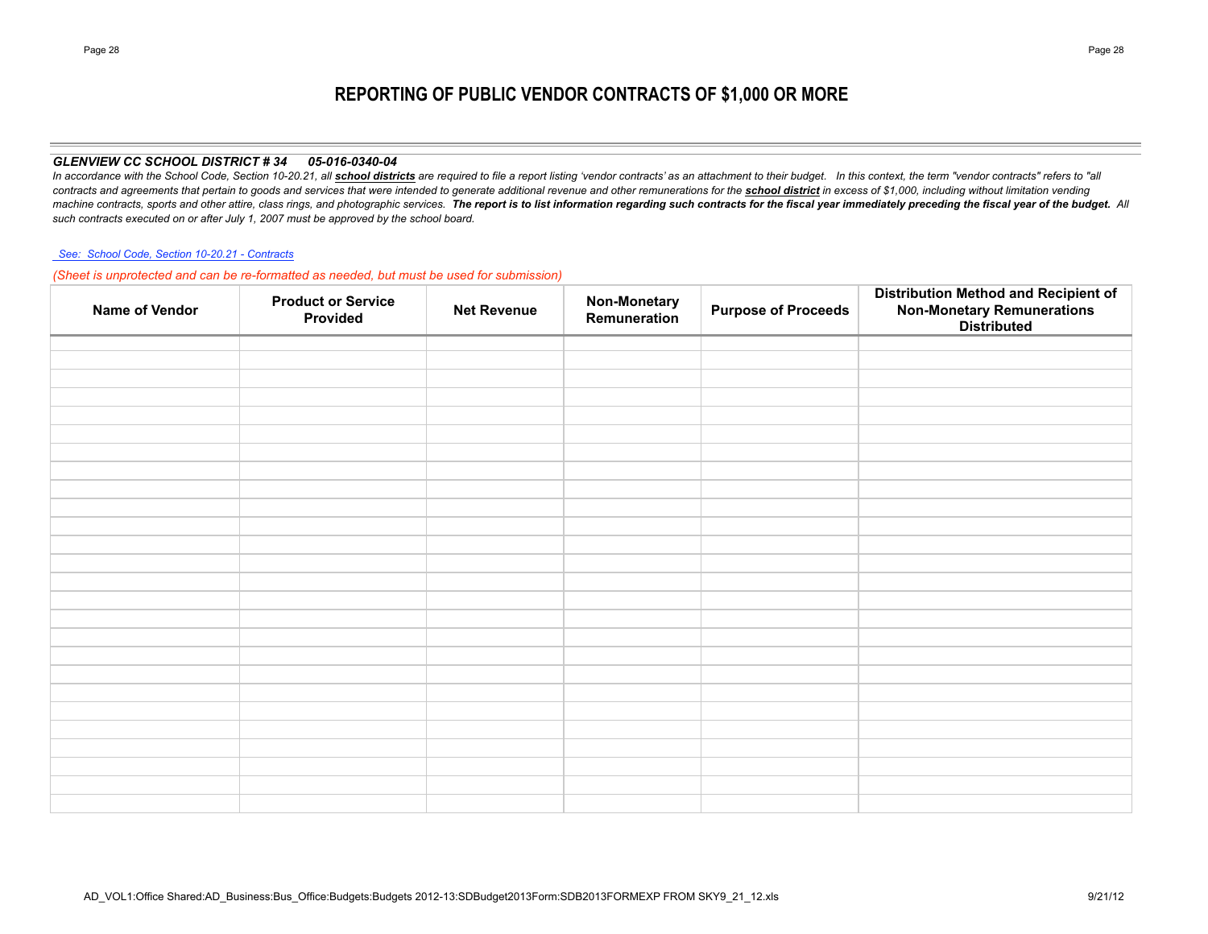# REPORTING OF PUBLIC VENDOR CONTRACTS OF $1,000 OR MORE

***GLENVIEW CC SCHOOL DISTRICT # 34      05-016-0340-04***

*In accordance with the School Code, Section 10-20.21, all **school districts** are required to file a report listing 'vendor contracts' as an attachment to their budget. In this context, the term "vendor contracts" refers to "all contracts and agreements that pertain to goods and services that were intended to generate additional revenue and other remunerations for the **school district** in excess of $1,000, including without limitation vending machine contracts, sports and other attire, class rings, and photographic services. **The report is to list information regarding such contracts for the fiscal year immediately preceding the fiscal year of the budget.** All such contracts executed on or after July 1, 2007 must be approved by the school board.*

*See: School Code, Section 10-20.21 - Contracts*

*(Sheet is unprotected and can be re-formatted as needed, but must be used for submission)*

| Name of Vendor | Product or Service Provided | Net Revenue | Non-Monetary Remuneration | Purpose of Proceeds | Distribution Method and Recipient of Non-Monetary Remunerations Distributed |
|---|---|---|---|---|---|
| | | | | | |
| | | | | | |
| | | | | | |
| | | | | | |
| | | | | | |
| | | | | | |
| | | | | | |
| | | | | | |
| | | | | | |
| | | | | | |
| | | | | | |
| | | | | | |
| | | | | | |
| | | | | | |
| | | | | | |
| | | | | | |
| | | | | | |
| | | | | | |
| | | | | | |
| | | | | | |
| | | | | | |
| | | | | | |
| | | | | | |
| | | | | | |
| | | | | | |
| | | | | | |

AD_VOL1:Office Shared:AD_Business:Bus_Office:Budgets:Budgets 2012-13:SDBudget2013Form:SDB2013FORMEXP FROM SKY9_21_12.xls    9/21/12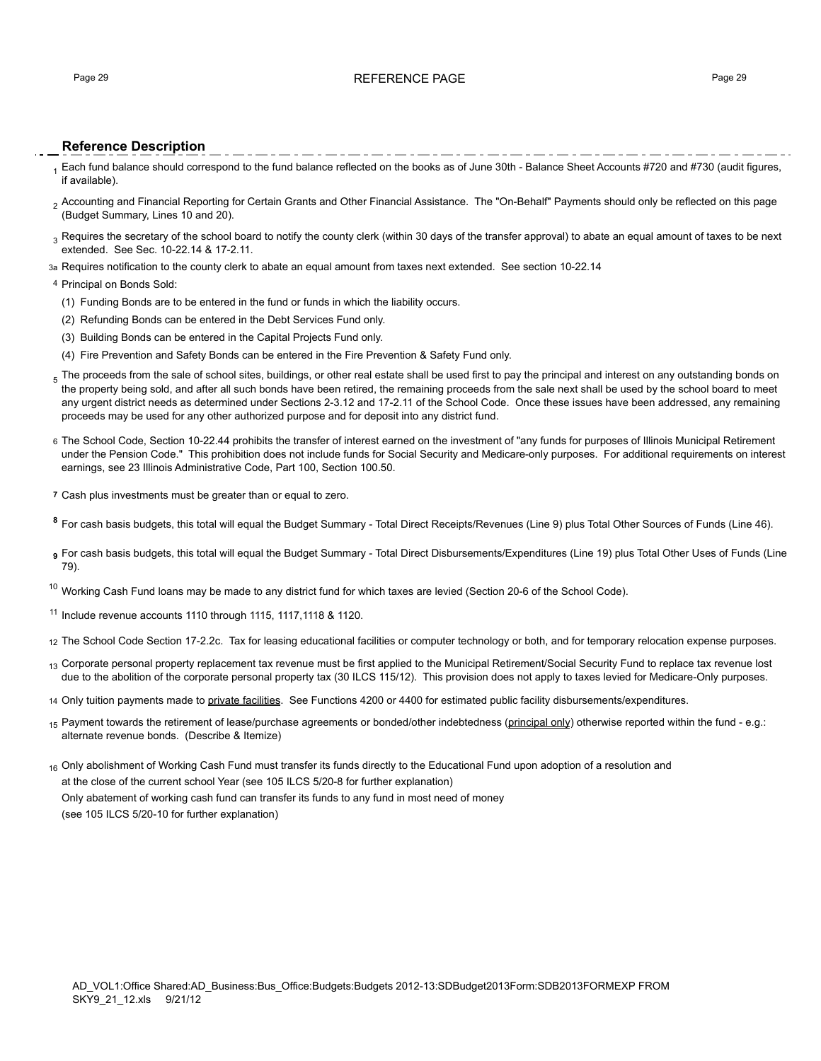# REFERENCE PAGE

## Reference Description

1 Each fund balance should correspond to the fund balance reflected on the books as of June 30th - Balance Sheet Accounts #720 and #730 (audit figures, if available).

2 Accounting and Financial Reporting for Certain Grants and Other Financial Assistance. The "On-Behalf" Payments should only be reflected on this page (Budget Summary, Lines 10 and 20).

3 Requires the secretary of the school board to notify the county clerk (within 30 days of the transfer approval) to abate an equal amount of taxes to be next extended. See Sec. 10-22.14 & 17-2.11.

3a Requires notification to the county clerk to abate an equal amount from taxes next extended. See section 10-22.14

4 Principal on Bonds Sold:

(1) Funding Bonds are to be entered in the fund or funds in which the liability occurs.

(2) Refunding Bonds can be entered in the Debt Services Fund only.

(3) Building Bonds can be entered in the Capital Projects Fund only.

(4) Fire Prevention and Safety Bonds can be entered in the Fire Prevention & Safety Fund only.

5 The proceeds from the sale of school sites, buildings, or other real estate shall be used first to pay the principal and interest on any outstanding bonds on the property being sold, and after all such bonds have been retired, the remaining proceeds from the sale next shall be used by the school board to meet any urgent district needs as determined under Sections 2-3.12 and 17-2.11 of the School Code. Once these issues have been addressed, any remaining proceeds may be used for any other authorized purpose and for deposit into any district fund.

6 The School Code, Section 10-22.44 prohibits the transfer of interest earned on the investment of "any funds for purposes of Illinois Municipal Retirement under the Pension Code." This prohibition does not include funds for Social Security and Medicare-only purposes. For additional requirements on interest earnings, see 23 Illinois Administrative Code, Part 100, Section 100.50.

7 Cash plus investments must be greater than or equal to zero.

8 For cash basis budgets, this total will equal the Budget Summary - Total Direct Receipts/Revenues (Line 9) plus Total Other Sources of Funds (Line 46).

9 For cash basis budgets, this total will equal the Budget Summary - Total Direct Disbursements/Expenditures (Line 19) plus Total Other Uses of Funds (Line 79).

10 Working Cash Fund loans may be made to any district fund for which taxes are levied (Section 20-6 of the School Code).

11 Include revenue accounts 1110 through 1115, 1117,1118 & 1120.

12 The School Code Section 17-2.2c. Tax for leasing educational facilities or computer technology or both, and for temporary relocation expense purposes.

13 Corporate personal property replacement tax revenue must be first applied to the Municipal Retirement/Social Security Fund to replace tax revenue lost due to the abolition of the corporate personal property tax (30 ILCS 115/12). This provision does not apply to taxes levied for Medicare-Only purposes.

14 Only tuition payments made to private facilities. See Functions 4200 or 4400 for estimated public facility disbursements/expenditures.

15 Payment towards the retirement of lease/purchase agreements or bonded/other indebtedness (principal only) otherwise reported within the fund - e.g.: alternate revenue bonds. (Describe & Itemize)

16 Only abolishment of Working Cash Fund must transfer its funds directly to the Educational Fund upon adoption of a resolution and at the close of the current school Year (see 105 ILCS 5/20-8 for further explanation)
Only abatement of working cash fund can transfer its funds to any fund in most need of money
(see 105 ILCS 5/20-10 for further explanation)

AD_VOL1:Office Shared:AD_Business:Bus_Office:Budgets:Budgets 2012-13:SDBudget2013Form:SDB2013FORMEXP FROM SKY9_21_12.xls 9/21/12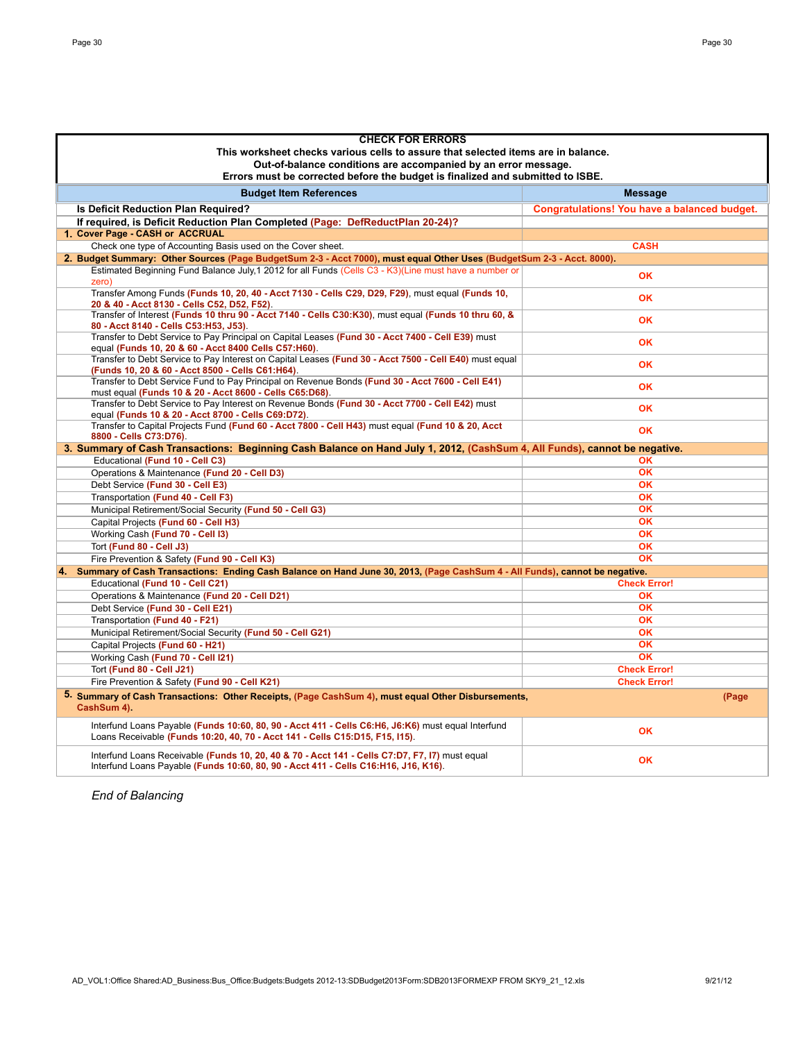**CHECK FOR ERRORS**

**This worksheet checks various cells to assure that selected items are in balance.**
**Out-of-balance conditions are accompanied by an error message.**
**Errors must be corrected before the budget is finalized and submitted to ISBE.**

| Budget Item References | Message |
|---|---|
| **Is Deficit Reduction Plan Required?** | **Congratulations! You have a balanced budget.** |
| **If required, is Deficit Reduction Plan Completed (Page: DefReductPlan 20-24)?** | |
| **1. Cover Page - CASH or ACCRUAL** | |
| Check one type of Accounting Basis used on the Cover sheet. | **CASH** |
| **2. Budget Summary: Other Sources (Page BudgetSum 2-3 - Acct 7000), must equal Other Uses (BudgetSum 2-3 - Acct. 8000).** | |
| Estimated Beginning Fund Balance July,1 2012 for all Funds (Cells C3 - K3)(Line must have a number or zero) | **OK** |
| Transfer Among Funds (**Funds 10, 20, 40 - Acct 7130 - Cells C29, D29, F29**), must equal (**Funds 10, 20 & 40 - Acct 8130 - Cells C52, D52, F52**). | **OK** |
| Transfer of Interest (**Funds 10 thru 90 - Acct 7140 - Cells C30:K30**), must equal (**Funds 10 thru 60, & 80 - Acct 8140 - Cells C53:H53, J53**). | **OK** |
| Transfer to Debt Service to Pay Principal on Capital Leases (**Fund 30 - Acct 7400 - Cell E39**) must equal (**Funds 10, 20 & 60 - Acct 8400 Cells C57:H60**). | **OK** |
| Transfer to Debt Service to Pay Interest on Capital Leases (**Fund 30 - Acct 7500 - Cell E40**) must equal (**Funds 10, 20 & 60 - Acct 8500 - Cells C61:H64**). | **OK** |
| Transfer to Debt Service Fund to Pay Principal on Revenue Bonds (**Fund 30 - Acct 7600 - Cell E41**) must equal (**Funds 10 & 20 - Acct 8600 - Cells C65:D68**). | **OK** |
| Transfer to Debt Service to Pay Interest on Revenue Bonds (**Fund 30 - Acct 7700 - Cell E42**) must equal (**Funds 10 & 20 - Acct 8700 - Cells C69:D72**). | **OK** |
| Transfer to Capital Projects Fund (**Fund 60 - Acct 7800 - Cell H43**) must equal (**Fund 10 & 20, Acct 8800 - Cells C73:D76**). | **OK** |
| **3. Summary of Cash Transactions: Beginning Cash Balance on Hand July 1, 2012, (CashSum 4, All Funds), cannot be negative.** | |
| Educational (**Fund 10 - Cell C3**) | **OK** |
| Operations & Maintenance (**Fund 20 - Cell D3**) | **OK** |
| Debt Service (**Fund 30 - Cell E3**) | **OK** |
| Transportation (**Fund 40 - Cell F3**) | **OK** |
| Municipal Retirement/Social Security (**Fund 50 - Cell G3**) | **OK** |
| Capital Projects (**Fund 60 - Cell H3**) | **OK** |
| Working Cash (**Fund 70 - Cell I3**) | **OK** |
| Tort (**Fund 80 - Cell J3**) | **OK** |
| Fire Prevention & Safety (**Fund 90 - Cell K3**) | **OK** |
| **4. Summary of Cash Transactions: Ending Cash Balance on Hand June 30, 2013, (Page CashSum 4 - All Funds), cannot be negative.** | |
| Educational (**Fund 10 - Cell C21**) | **Check Error!** |
| Operations & Maintenance (**Fund 20 - Cell D21**) | **OK** |
| Debt Service (**Fund 30 - Cell E21**) | **OK** |
| Transportation (**Fund 40 - F21**) | **OK** |
| Municipal Retirement/Social Security (**Fund 50 - Cell G21**) | **OK** |
| Capital Projects (**Fund 60 - H21**) | **OK** |
| Working Cash (**Fund 70 - Cell I21**) | **OK** |
| Tort (**Fund 80 - Cell J21**) | **Check Error!** |
| Fire Prevention & Safety (**Fund 90 - Cell K21**) | **Check Error!** |
| **5. Summary of Cash Transactions: Other Receipts, (Page CashSum 4), must equal Other Disbursements, (Page CashSum 4).** | |
| Interfund Loans Payable (**Funds 10:60, 80, 90 - Acct 411 - Cells C6:H6, J6:K6**) must equal Interfund Loans Receivable (**Funds 10:20, 40, 70 - Acct 141 - Cells C15:D15, F15, I15**). | **OK** |
| Interfund Loans Receivable (**Funds 10, 20, 40 & 70 - Acct 141 - Cells C7:D7, F7, I7**) must equal Interfund Loans Payable (**Funds 10:60, 80, 90 - Acct 411 - Cells C16:H16, J16, K16**). | **OK** |

*End of Balancing*